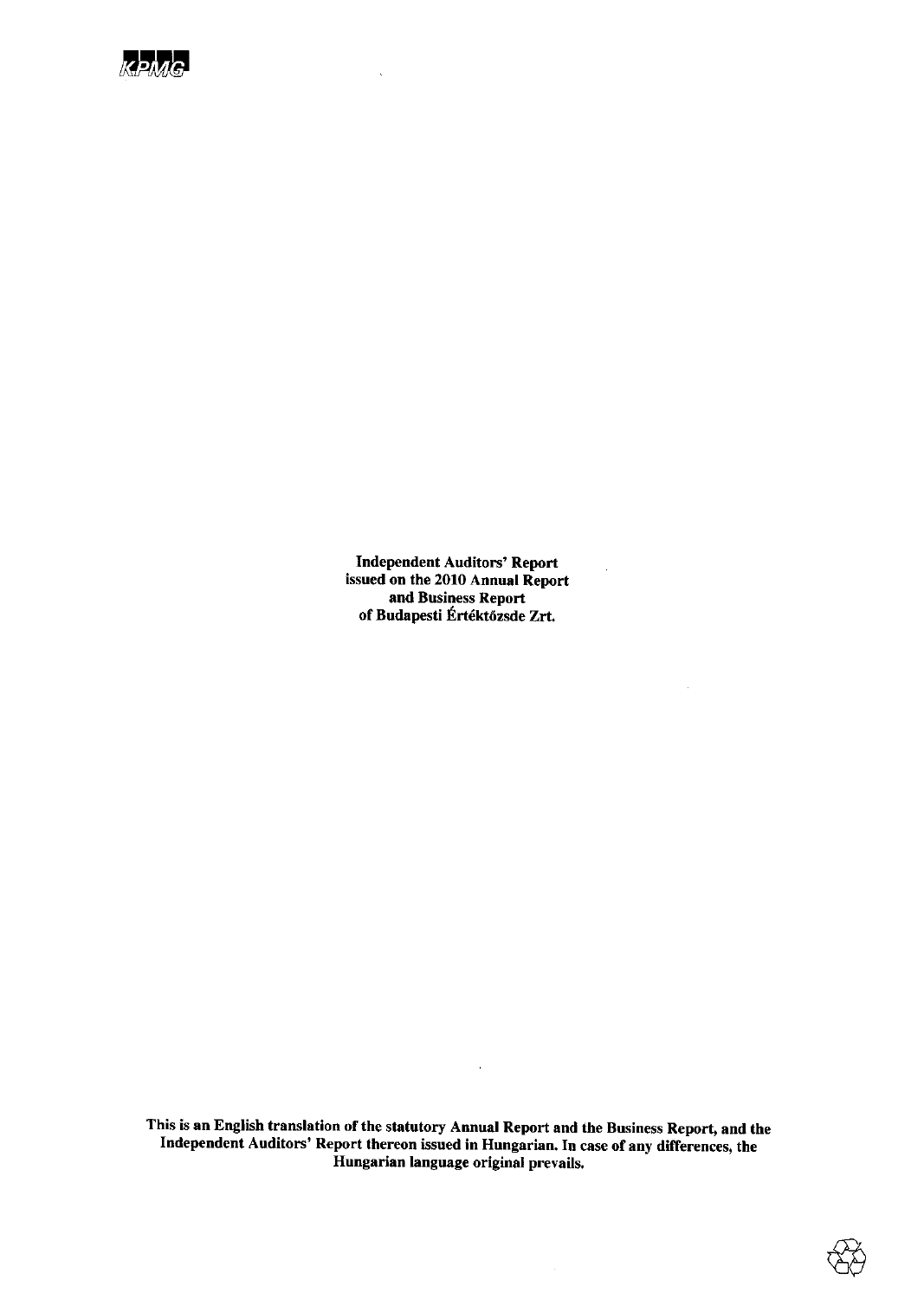KPMG

**Independent Auditors' Report issued on the 2010 Annual Report and Business Report of Budapesti Értéktőzsde Zrt.**

**This is an English translation of the statutory Annual Report and the Business Report, and the Independent Auditors' Report thereon issued in Hungarian. In case of any differences, the Hungarian language original prevails.**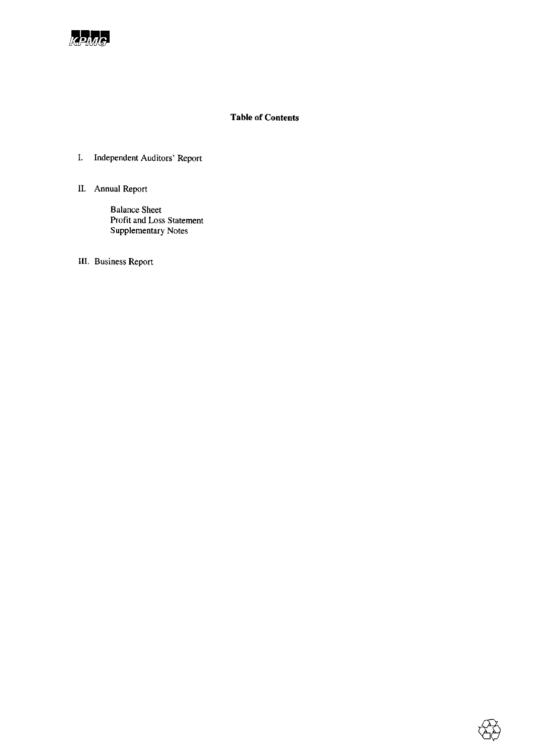KPMG

**Table of Contents**

I. Independent Auditors' Report

II. Annual Report

- Balance Sheet
- Profit and Loss Statement
- Supplementary Notes

III. Business Report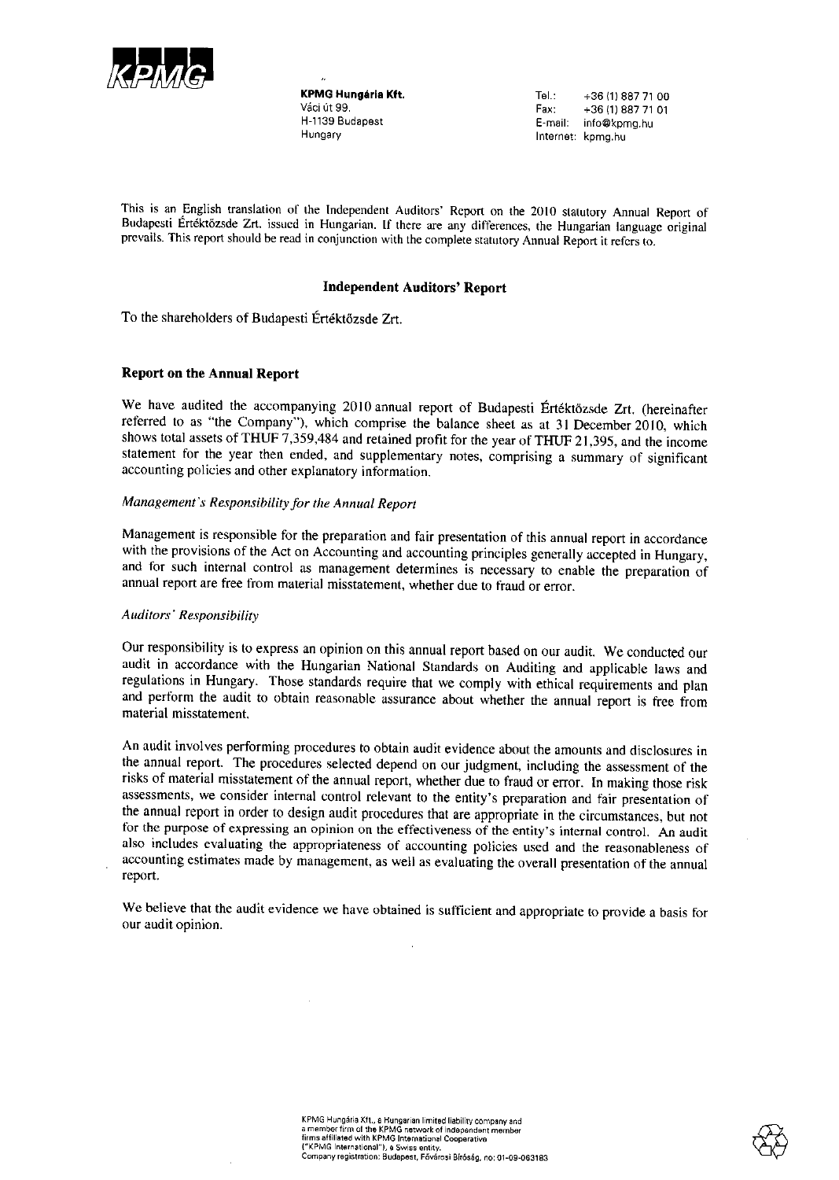KPMG Hungária Kft.
Váci út 99.
H-1139 Budapest
Hungary

Tel.: +36 (1) 887 71 00
Fax: +36 (1) 887 71 01
E-mail: info@kpmg.hu
Internet: kpmg.hu

This is an English translation of the Independent Auditors' Report on the 2010 statutory Annual Report of Budapesti Értéktőzsde Zrt. issued in Hungarian. If there are any differences, the Hungarian language original prevails. This report should be read in conjunction with the complete statutory Annual Report it refers to.

## Independent Auditors' Report

To the shareholders of Budapesti Értéktőzsde Zrt.

### Report on the Annual Report

We have audited the accompanying 2010 annual report of Budapesti Értéktőzsde Zrt. (hereinafter referred to as "the Company"), which comprise the balance sheet as at 31 December 2010, which shows total assets of THUF 7,359,484 and retained profit for the year of THUF 21,395, and the income statement for the year then ended, and supplementary notes, comprising a summary of significant accounting policies and other explanatory information.

*Management's Responsibility for the Annual Report*

Management is responsible for the preparation and fair presentation of this annual report in accordance with the provisions of the Act on Accounting and accounting principles generally accepted in Hungary, and for such internal control as management determines is necessary to enable the preparation of annual report are free from material misstatement, whether due to fraud or error.

*Auditors' Responsibility*

Our responsibility is to express an opinion on this annual report based on our audit. We conducted our audit in accordance with the Hungarian National Standards on Auditing and applicable laws and regulations in Hungary. Those standards require that we comply with ethical requirements and plan and perform the audit to obtain reasonable assurance about whether the annual report is free from material misstatement.

An audit involves performing procedures to obtain audit evidence about the amounts and disclosures in the annual report. The procedures selected depend on our judgment, including the assessment of the risks of material misstatement of the annual report, whether due to fraud or error. In making those risk assessments, we consider internal control relevant to the entity's preparation and fair presentation of the annual report in order to design audit procedures that are appropriate in the circumstances, but not for the purpose of expressing an opinion on the effectiveness of the entity's internal control. An audit also includes evaluating the appropriateness of accounting policies used and the reasonableness of accounting estimates made by management, as well as evaluating the overall presentation of the annual report.

We believe that the audit evidence we have obtained is sufficient and appropriate to provide a basis for our audit opinion.

KPMG Hungária Kft., a Hungarian limited liability company and a member firm of the KPMG network of independent member firms affiliated with KPMG International Cooperative ("KPMG International"), a Swiss entity.
Company registration: Budapest, Fővárosi Bíróság, no: 01-09-063183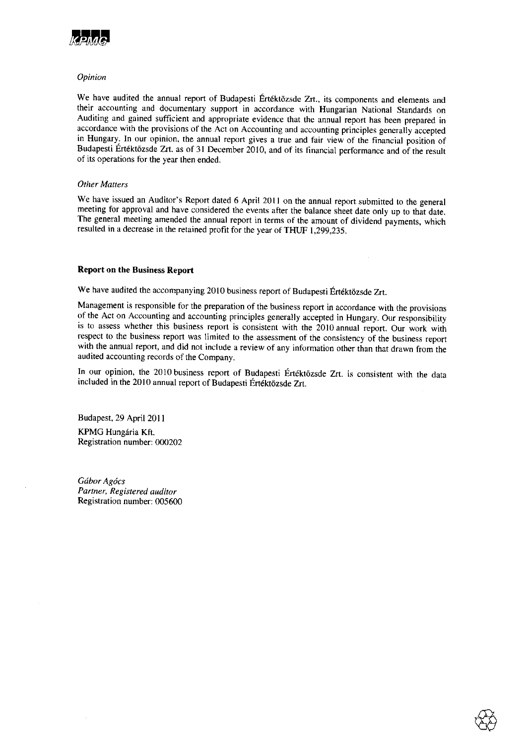*Opinion*

We have audited the annual report of Budapesti Értéktőzsde Zrt., its components and elements and their accounting and documentary support in accordance with Hungarian National Standards on Auditing and gained sufficient and appropriate evidence that the annual report has been prepared in accordance with the provisions of the Act on Accounting and accounting principles generally accepted in Hungary. In our opinion, the annual report gives a true and fair view of the financial position of Budapesti Értéktőzsde Zrt. as of 31 December 2010, and of its financial performance and of the result of its operations for the year then ended.

*Other Matters*

We have issued an Auditor's Report dated 6 April 2011 on the annual report submitted to the general meeting for approval and have considered the events after the balance sheet date only up to that date. The general meeting amended the annual report in terms of the amount of dividend payments, which resulted in a decrease in the retained profit for the year of THUF 1,299,235.

**Report on the Business Report**

We have audited the accompanying 2010 business report of Budapesti Értéktőzsde Zrt.

Management is responsible for the preparation of the business report in accordance with the provisions of the Act on Accounting and accounting principles generally accepted in Hungary. Our responsibility is to assess whether this business report is consistent with the 2010 annual report. Our work with respect to the business report was limited to the assessment of the consistency of the business report with the annual report, and did not include a review of any information other than that drawn from the audited accounting records of the Company.

In our opinion, the 2010 business report of Budapesti Értéktőzsde Zrt. is consistent with the data included in the 2010 annual report of Budapesti Értéktőzsde Zrt.

Budapest, 29 April 2011

KPMG Hungária Kft.
Registration number: 000202

*Gábor Agócs*
*Partner, Registered auditor*
Registration number: 005600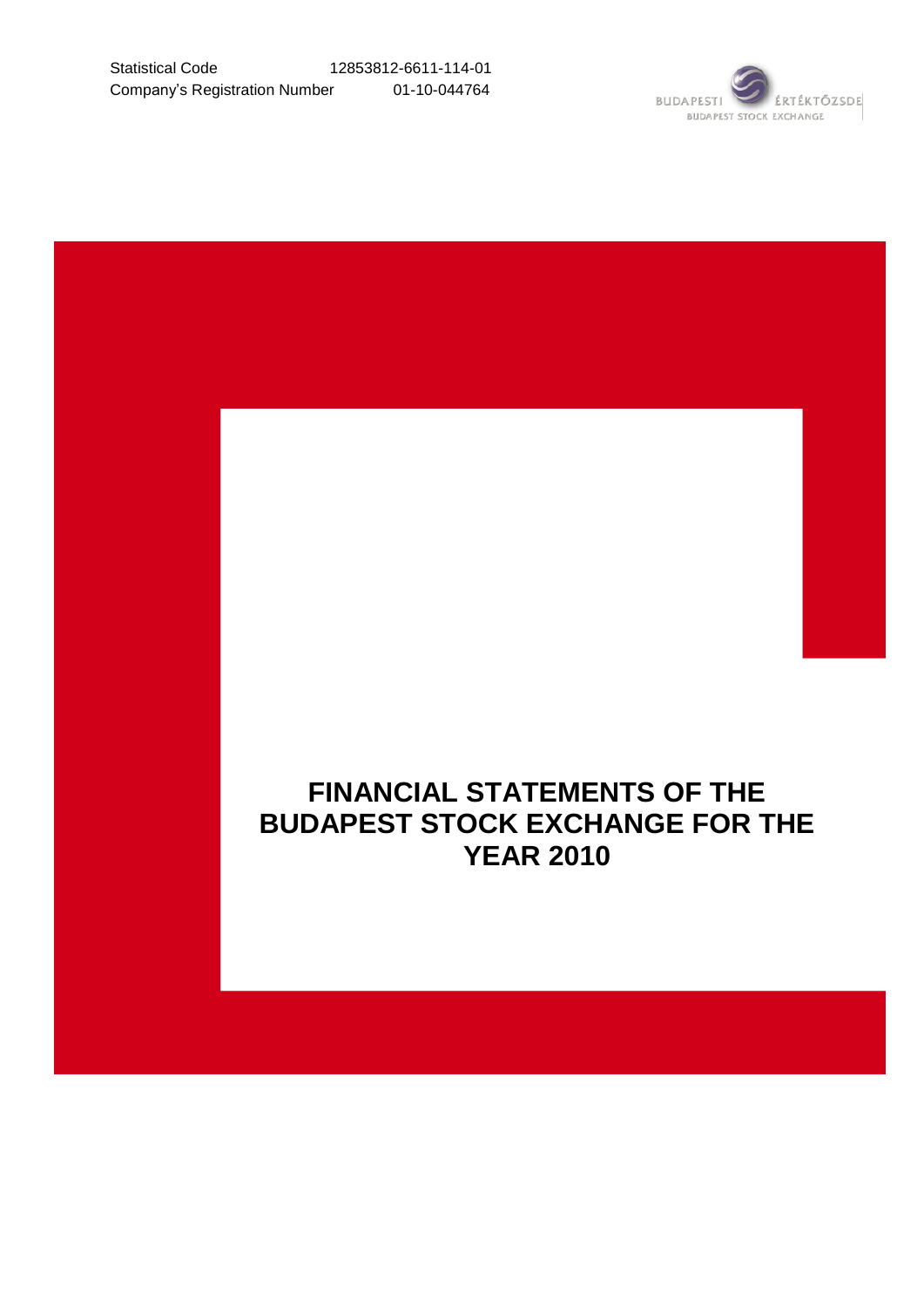Statistical Code 12853812-6611-114-01
Company's Registration Number 01-10-044764

# FINANCIAL STATEMENTS OF THE BUDAPEST STOCK EXCHANGE FOR THE YEAR 2010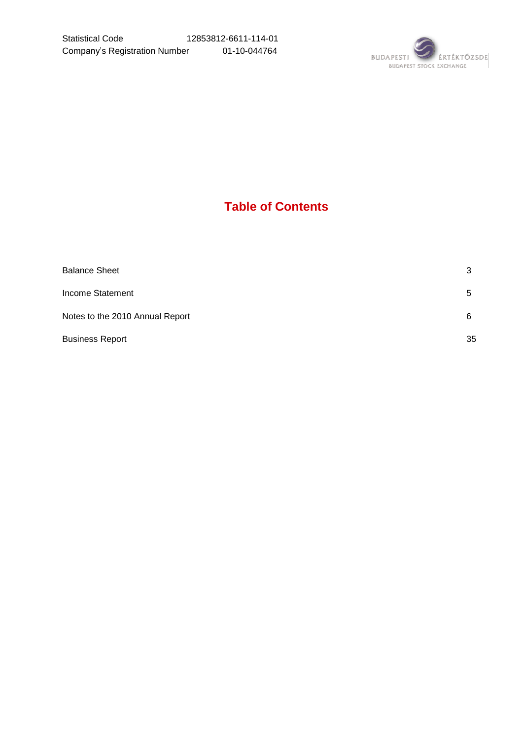Statistical Code 12853812-6611-114-01

Company's Registration Number 01-10-044764

BUDAPESTI ÉRTÉKTŐZSDE
BUDAPEST STOCK EXCHANGE

# Table of Contents

| | |
|---|---|
| Balance Sheet | 3 |
| Income Statement | 5 |
| Notes to the 2010 Annual Report | 6 |
| Business Report | 35 |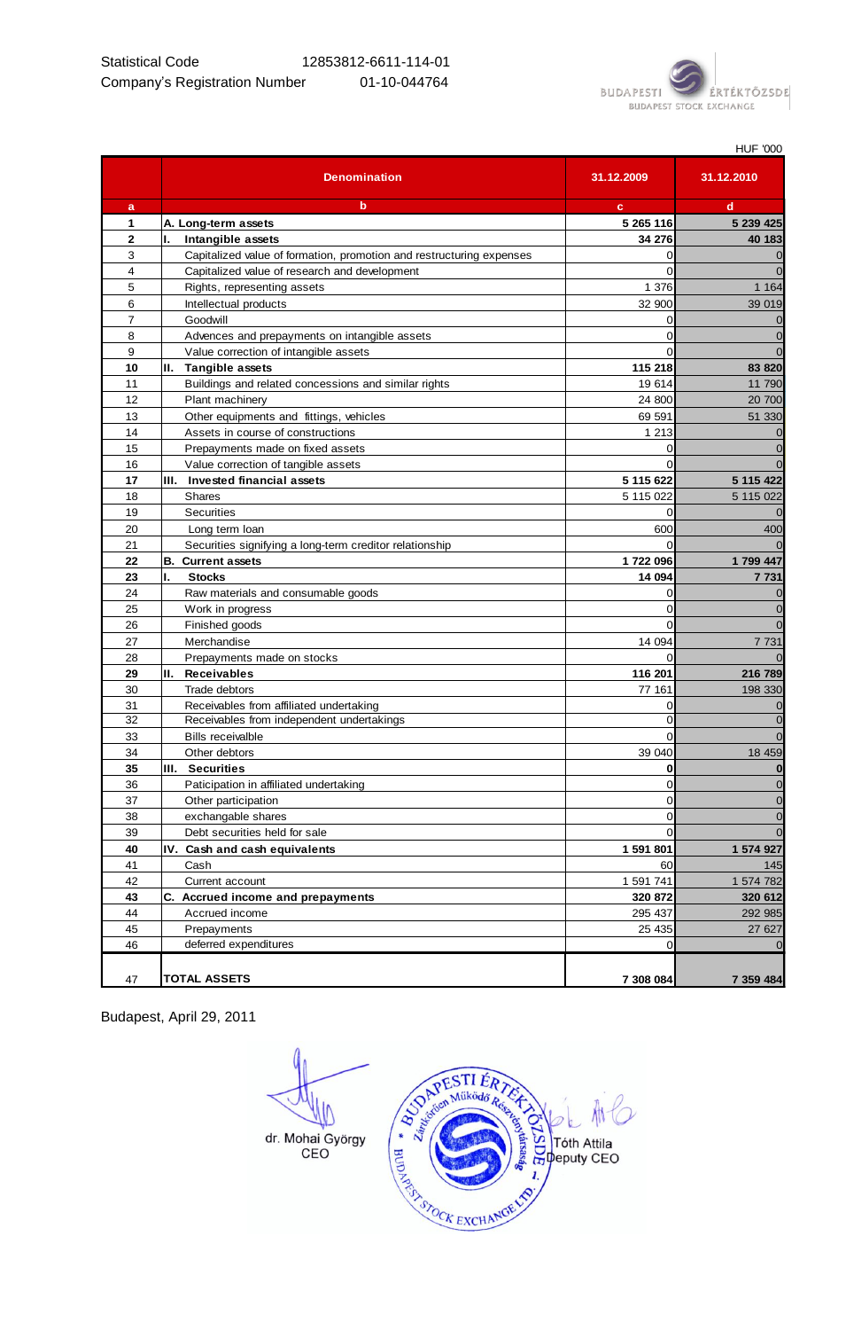Statistical Code 12853812-6611-114-01

Company's Registration Number 01-10-044764

HUF '000

| | Denomination | 31.12.2009 | 31.12.2010 |
|---|---|---|---|
| a | b | c | d |
| **1** | **A. Long-term assets** | **5 265 116** | **5 239 425** |
| **2** | **I. Intangible assets** | **34 276** | **40 183** |
| 3 | Capitalized value of formation, promotion and restructuring expenses | 0 | 0 |
| 4 | Capitalized value of research and development | 0 | 0 |
| 5 | Rights, representing assets | 1 376 | 1 164 |
| 6 | Intellectual products | 32 900 | 39 019 |
| 7 | Goodwill | 0 | 0 |
| 8 | Advences and prepayments on intangible assets | 0 | 0 |
| 9 | Value correction of intangible assets | 0 | 0 |
| **10** | **II. Tangible assets** | **115 218** | **83 820** |
| 11 | Buildings and related concessions and similar rights | 19 614 | 11 790 |
| 12 | Plant machinery | 24 800 | 20 700 |
| 13 | Other equipments and fittings, vehicles | 69 591 | 51 330 |
| 14 | Assets in course of constructions | 1 213 | 0 |
| 15 | Prepayments made on fixed assets | 0 | 0 |
| 16 | Value correction of tangible assets | 0 | 0 |
| **17** | **III. Invested financial assets** | **5 115 622** | **5 115 422** |
| 18 | Shares | 5 115 022 | 5 115 022 |
| 19 | Securities | 0 | 0 |
| 20 | Long term loan | 600 | 400 |
| 21 | Securities signifying a long-term creditor relationship | 0 | 0 |
| **22** | **B. Current assets** | **1 722 096** | **1 799 447** |
| **23** | **I. Stocks** | **14 094** | **7 731** |
| 24 | Raw materials and consumable goods | 0 | 0 |
| 25 | Work in progress | 0 | 0 |
| 26 | Finished goods | 0 | 0 |
| 27 | Merchandise | 14 094 | 7 731 |
| 28 | Prepayments made on stocks | 0 | 0 |
| **29** | **II. Receivables** | **116 201** | **216 789** |
| 30 | Trade debtors | 77 161 | 198 330 |
| 31 | Receivables from affiliated undertaking | 0 | 0 |
| 32 | Receivables from independent undertakings | 0 | 0 |
| 33 | Bills receivalble | 0 | 0 |
| 34 | Other debtors | 39 040 | 18 459 |
| **35** | **III. Securities** | **0** | **0** |
| 36 | Paticipation in affiliated undertaking | 0 | 0 |
| 37 | Other participation | 0 | 0 |
| 38 | exchangable shares | 0 | 0 |
| 39 | Debt securities held for sale | 0 | 0 |
| **40** | **IV. Cash and cash equivalents** | **1 591 801** | **1 574 927** |
| 41 | Cash | 60 | 145 |
| 42 | Current account | 1 591 741 | 1 574 782 |
| **43** | **C. Accrued income and prepayments** | **320 872** | **320 612** |
| 44 | Accrued income | 295 437 | 292 985 |
| 45 | Prepayments | 25 435 | 27 627 |
| 46 | deferred expenditures | 0 | 0 |
| 47 | **TOTAL ASSETS** | **7 308 084** | **7 359 484** |

Budapest, April 29, 2011

dr. Mohai György
CEO

Tóth Attila
Deputy CEO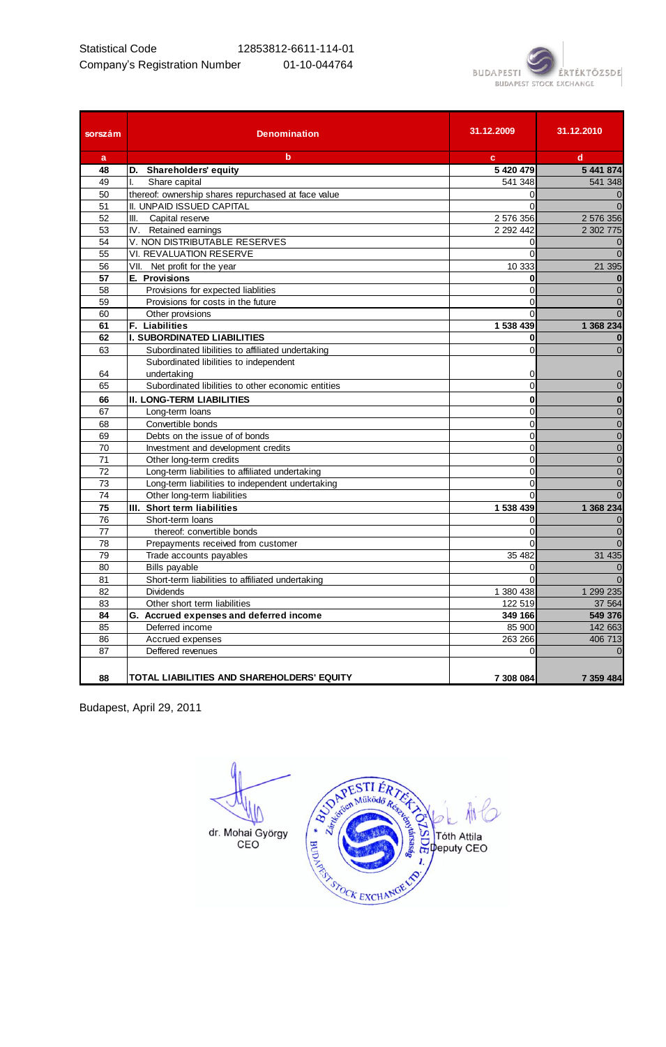Statistical Code 12853812-6611-114-01

Company's Registration Number 01-10-044764

| sorszám | Denomination | 31.12.2009 | 31.12.2010 |
|---|---|---|---|
| a | b | c | d |
| **48** | **D. Shareholders' equity** | **5 420 479** | **5 441 874** |
| 49 | I. Share capital | 541 348 | 541 348 |
| 50 | thereof: ownership shares repurchased at face value | 0 | 0 |
| 51 | II. UNPAID ISSUED CAPITAL | 0 | 0 |
| 52 | III. Capital reserve | 2 576 356 | 2 576 356 |
| 53 | IV. Retained earnings | 2 292 442 | 2 302 775 |
| 54 | V. NON DISTRIBUTABLE RESERVES | 0 | 0 |
| 55 | VI. REVALUATION RESERVE | 0 | 0 |
| 56 | VII. Net profit for the year | 10 333 | 21 395 |
| **57** | **E. Provisions** | **0** | **0** |
| 58 | Provisions for expected liablities | 0 | 0 |
| 59 | Provisions for costs in the future | 0 | 0 |
| 60 | Other provisions | 0 | 0 |
| **61** | **F. Liabilities** | **1 538 439** | **1 368 234** |
| **62** | **I. SUBORDINATED LIABILITIES** | **0** | **0** |
| 63 | Subordinated libilities to affiliated undertaking | 0 | 0 |
| 64 | Subordinated libilities to independent undertaking | 0 | 0 |
| 65 | Subordinated liabilities to other economic entities | 0 | 0 |
| **66** | **II. LONG-TERM LIABILITIES** | **0** | **0** |
| 67 | Long-term loans | 0 | 0 |
| 68 | Convertible bonds | 0 | 0 |
| 69 | Debts on the issue of of bonds | 0 | 0 |
| 70 | Investment and development credits | 0 | 0 |
| 71 | Other long-term credits | 0 | 0 |
| 72 | Long-term liabilities to affiliated undertaking | 0 | 0 |
| 73 | Long-term liabilities to independent undertaking | 0 | 0 |
| 74 | Other long-term liabilities | 0 | 0 |
| **75** | **III. Short term liabilities** | **1 538 439** | **1 368 234** |
| 76 | Short-term loans | 0 | 0 |
| 77 | thereof: convertible bonds | 0 | 0 |
| 78 | Prepayments received from customer | 0 | 0 |
| 79 | Trade accounts payables | 35 482 | 31 435 |
| 80 | Bills payable | 0 | 0 |
| 81 | Short-term liabilities to affiliated undertaking | 0 | 0 |
| 82 | Dividends | 1 380 438 | 1 299 235 |
| 83 | Other short term liabilities | 122 519 | 37 564 |
| **84** | **G. Accrued expenses and deferred income** | **349 166** | **549 376** |
| 85 | Deferred income | 85 900 | 142 663 |
| 86 | Accrued expenses | 263 266 | 406 713 |
| 87 | Deffered revenues | 0 | 0 |
| **88** | **TOTAL LIABILITIES AND SHAREHOLDERS' EQUITY** | **7 308 084** | **7 359 484** |

Budapest, April 29, 2011

dr. Mohai György
CEO

Tóth Attila
Deputy CEO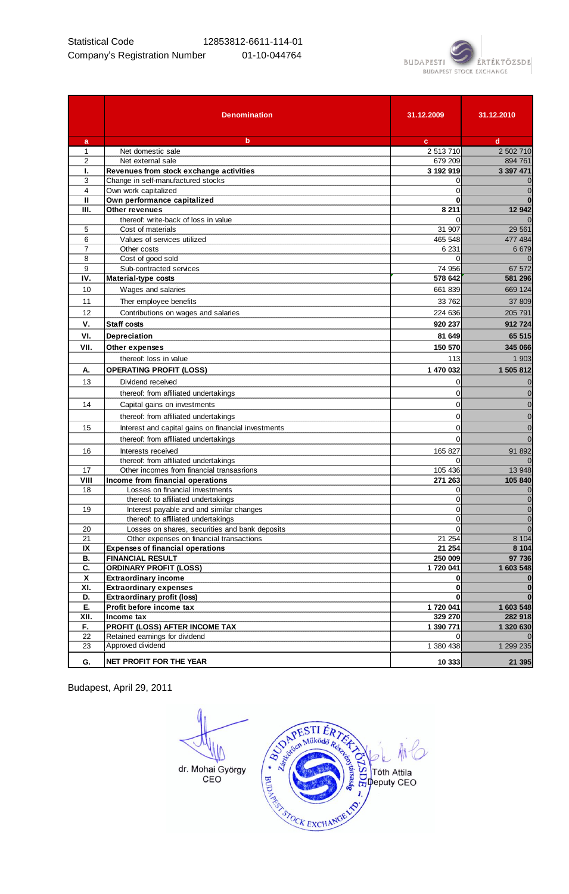Statistical Code 12853812-6611-114-01

Company's Registration Number 01-10-044764

BUDAPESTI ÉRTÉKTŐZSDE
BUDAPEST STOCK EXCHANGE

| | Denomination | 31.12.2009 | 31.12.2010 |
|---|---|---|---|
| a | b | c | d |
| 1 | Net domestic sale | 2 513 710 | 2 502 710 |
| 2 | Net external sale | 679 209 | 894 761 |
| I. | **Revenues from stock exchange activities** | **3 192 919** | **3 397 471** |
| 3 | Change in self-manufactured stocks | 0 | 0 |
| 4 | Own work capitalized | 0 | 0 |
| II | **Own performance capitalized** | **0** | **0** |
| III. | **Other revenues** | **8 211** | **12 942** |
| | thereof: write-back of loss in value | 0 | 0 |
| 5 | Cost of materials | 31 907 | 29 561 |
| 6 | Values of services utilized | 465 548 | 477 484 |
| 7 | Other costs | 6 231 | 6 679 |
| 8 | Cost of good sold | 0 | 0 |
| 9 | Sub-contracted services | 74 956 | 67 572 |
| IV. | **Material-type costs** | **578 642** | **581 296** |
| 10 | Wages and salaries | 661 839 | 669 124 |
| 11 | Ther employee benefits | 33 762 | 37 809 |
| 12 | Contributions on wages and salaries | 224 636 | 205 791 |
| V. | **Staff costs** | **920 237** | **912 724** |
| VI. | **Depreciation** | **81 649** | **65 515** |
| VII. | **Other expenses** | **150 570** | **345 066** |
| | thereof: loss in value | 113 | 1 903 |
| A. | **OPERATING PROFIT (LOSS)** | **1 470 032** | **1 505 812** |
| 13 | Dividend received | 0 | 0 |
| | thereof: from affiliated undertakings | 0 | 0 |
| 14 | Capital gains on investments | 0 | 0 |
| | thereof: from affiliated undertakings | 0 | 0 |
| 15 | Interest and capital gains on financial investments | 0 | 0 |
| | thereof: from affiliated undertakings | 0 | 0 |
| 16 | Interests received | 165 827 | 91 892 |
| | thereof: from affiliated undertakings | 0 | 0 |
| 17 | Other incomes from financial transasrions | 105 436 | 13 948 |
| VIII | **Income from financial operations** | **271 263** | **105 840** |
| 18 | Losses on financial investments | 0 | 0 |
| | thereof: to affiliated undertakings | 0 | 0 |
| 19 | Interest payable and and similar changes | 0 | 0 |
| | thereof: to affiliated undertakings | 0 | 0 |
| 20 | Losses on shares, securities and bank deposits | 0 | 0 |
| 21 | Other expenses on financial transactions | 21 254 | 8 104 |
| IX | **Expenses of financial operations** | **21 254** | **8 104** |
| B. | **FINANCIAL RESULT** | **250 009** | **97 736** |
| C. | **ORDINARY PROFIT (LOSS)** | **1 720 041** | **1 603 548** |
| X | **Extraordinary income** | **0** | **0** |
| XI. | **Extraordinary expenses** | **0** | **0** |
| D. | **Extraordinary profit (loss)** | **0** | **0** |
| E. | **Profit before income tax** | **1 720 041** | **1 603 548** |
| XII. | **Income tax** | **329 270** | **282 918** |
| F. | **PROFIT (LOSS) AFTER INCOME TAX** | **1 390 771** | **1 320 630** |
| 22 | Retained earnings for dividend | 0 | 0 |
| 23 | Approved dividend | 1 380 438 | 1 299 235 |
| G. | **NET PROFIT FOR THE YEAR** | **10 333** | **21 395** |

Budapest, April 29, 2011

dr. Mohai György
CEO

BUDAPESTI ÉRTÉKTŐZSDE Zártkörűen Működő Részvénytársaság
BUDAPEST STOCK EXCHANGE LTD.

Tóth Attila
Deputy CEO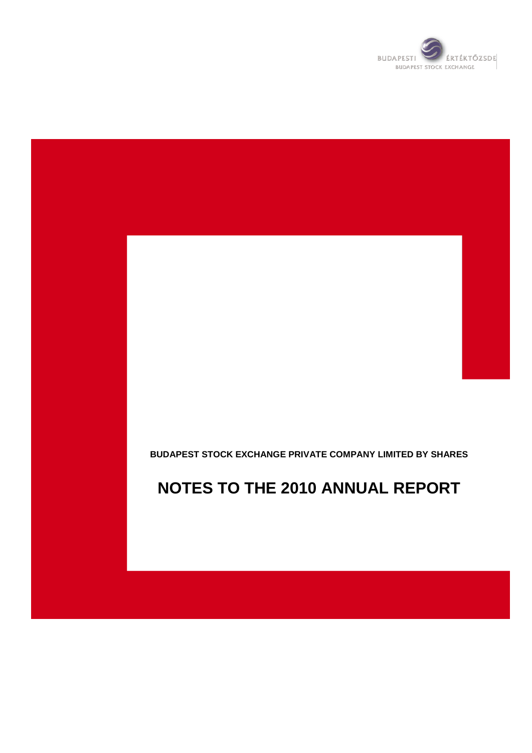BUDAPESTI ÉRTÉKTŐZSDE
BUDAPEST STOCK EXCHANGE

**BUDAPEST STOCK EXCHANGE PRIVATE COMPANY LIMITED BY SHARES**

# NOTES TO THE 2010 ANNUAL REPORT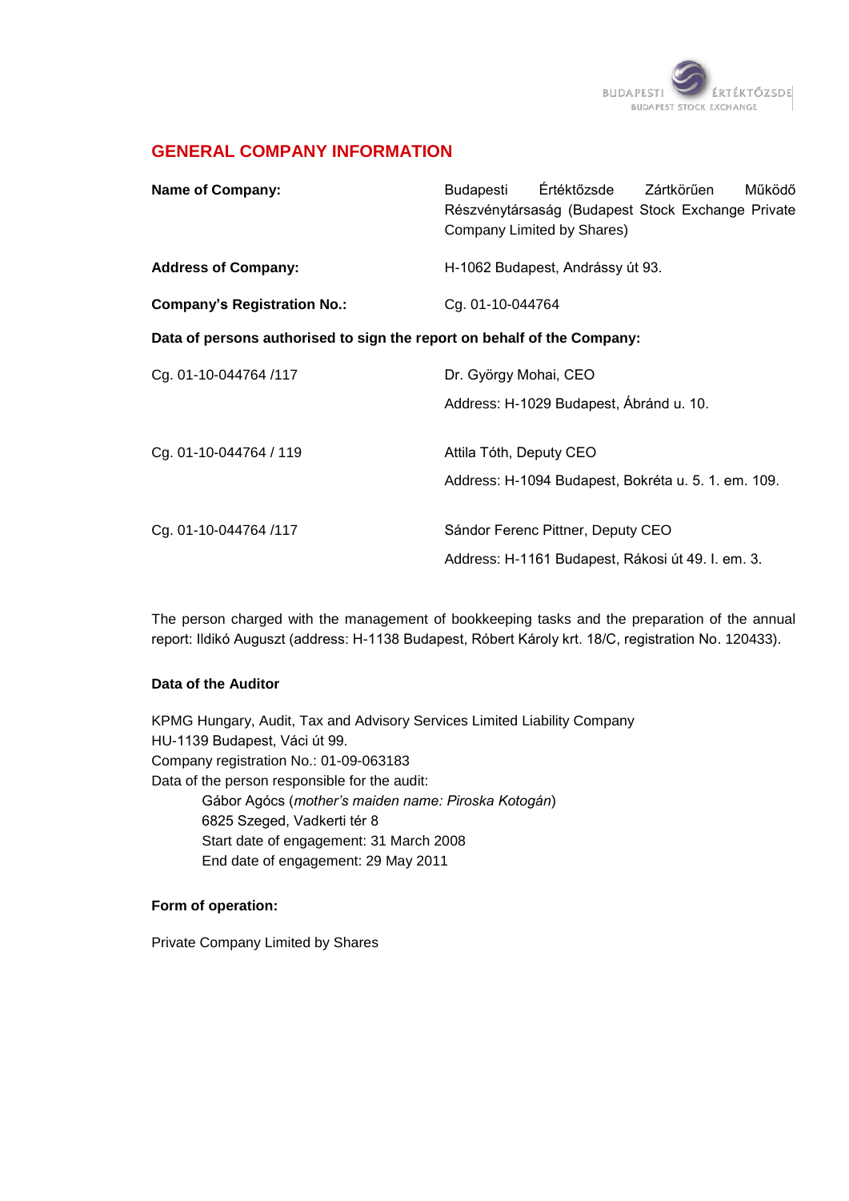## GENERAL COMPANY INFORMATION

| | |
|---|---|
| **Name of Company:** | Budapesti Értéktőzsde Zártkörűen Működő Részvénytársaság (Budapest Stock Exchange Private Company Limited by Shares) |
| **Address of Company:** | H-1062 Budapest, Andrássy út 93. |
| **Company's Registration No.:** | Cg. 01-10-044764 |

**Data of persons authorised to sign the report on behalf of the Company:**

| | |
|---|---|
| Cg. 01-10-044764 /117 | Dr. György Mohai, CEO<br>Address: H-1029 Budapest, Ábránd u. 10. |
| Cg. 01-10-044764 / 119 | Attila Tóth, Deputy CEO<br>Address: H-1094 Budapest, Bokréta u. 5. 1. em. 109. |
| Cg. 01-10-044764 /117 | Sándor Ferenc Pittner, Deputy CEO<br>Address: H-1161 Budapest, Rákosi út 49. I. em. 3. |

The person charged with the management of bookkeeping tasks and the preparation of the annual report: Ildikó Auguszt (address: H-1138 Budapest, Róbert Károly krt. 18/C, registration No. 120433).

**Data of the Auditor**

KPMG Hungary, Audit, Tax and Advisory Services Limited Liability Company
HU-1139 Budapest, Váci út 99.
Company registration No.: 01-09-063183
Data of the person responsible for the audit:

Gábor Agócs (*mother's maiden name: Piroska Kotogán*)
6825 Szeged, Vadkerti tér 8
Start date of engagement: 31 March 2008
End date of engagement: 29 May 2011

**Form of operation:**

Private Company Limited by Shares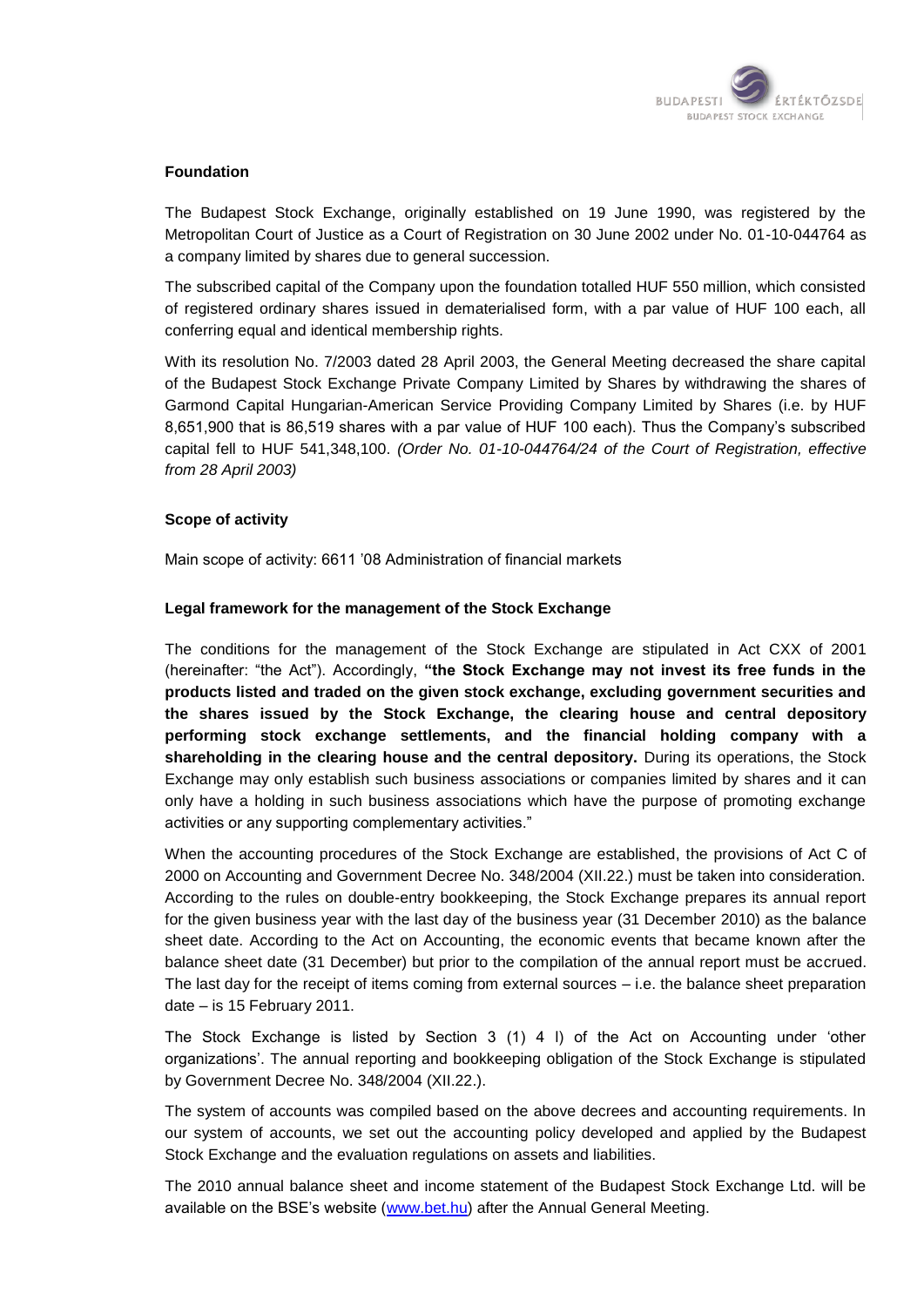## Foundation

The Budapest Stock Exchange, originally established on 19 June 1990, was registered by the Metropolitan Court of Justice as a Court of Registration on 30 June 2002 under No. 01-10-044764 as a company limited by shares due to general succession.

The subscribed capital of the Company upon the foundation totalled HUF 550 million, which consisted of registered ordinary shares issued in dematerialised form, with a par value of HUF 100 each, all conferring equal and identical membership rights.

With its resolution No. 7/2003 dated 28 April 2003, the General Meeting decreased the share capital of the Budapest Stock Exchange Private Company Limited by Shares by withdrawing the shares of Garmond Capital Hungarian-American Service Providing Company Limited by Shares (i.e. by HUF 8,651,900 that is 86,519 shares with a par value of HUF 100 each). Thus the Company's subscribed capital fell to HUF 541,348,100. *(Order No. 01-10-044764/24 of the Court of Registration, effective from 28 April 2003)*

## Scope of activity

Main scope of activity: 6611 '08 Administration of financial markets

## Legal framework for the management of the Stock Exchange

The conditions for the management of the Stock Exchange are stipulated in Act CXX of 2001 (hereinafter: "the Act"). Accordingly, **"the Stock Exchange may not invest its free funds in the products listed and traded on the given stock exchange, excluding government securities and the shares issued by the Stock Exchange, the clearing house and central depository performing stock exchange settlements, and the financial holding company with a shareholding in the clearing house and the central depository.** During its operations, the Stock Exchange may only establish such business associations or companies limited by shares and it can only have a holding in such business associations which have the purpose of promoting exchange activities or any supporting complementary activities."

When the accounting procedures of the Stock Exchange are established, the provisions of Act C of 2000 on Accounting and Government Decree No. 348/2004 (XII.22.) must be taken into consideration. According to the rules on double-entry bookkeeping, the Stock Exchange prepares its annual report for the given business year with the last day of the business year (31 December 2010) as the balance sheet date. According to the Act on Accounting, the economic events that became known after the balance sheet date (31 December) but prior to the compilation of the annual report must be accrued. The last day for the receipt of items coming from external sources – i.e. the balance sheet preparation date – is 15 February 2011.

The Stock Exchange is listed by Section 3 (1) 4 l) of the Act on Accounting under 'other organizations'. The annual reporting and bookkeeping obligation of the Stock Exchange is stipulated by Government Decree No. 348/2004 (XII.22.).

The system of accounts was compiled based on the above decrees and accounting requirements. In our system of accounts, we set out the accounting policy developed and applied by the Budapest Stock Exchange and the evaluation regulations on assets and liabilities.

The 2010 annual balance sheet and income statement of the Budapest Stock Exchange Ltd. will be available on the BSE's website (www.bet.hu) after the Annual General Meeting.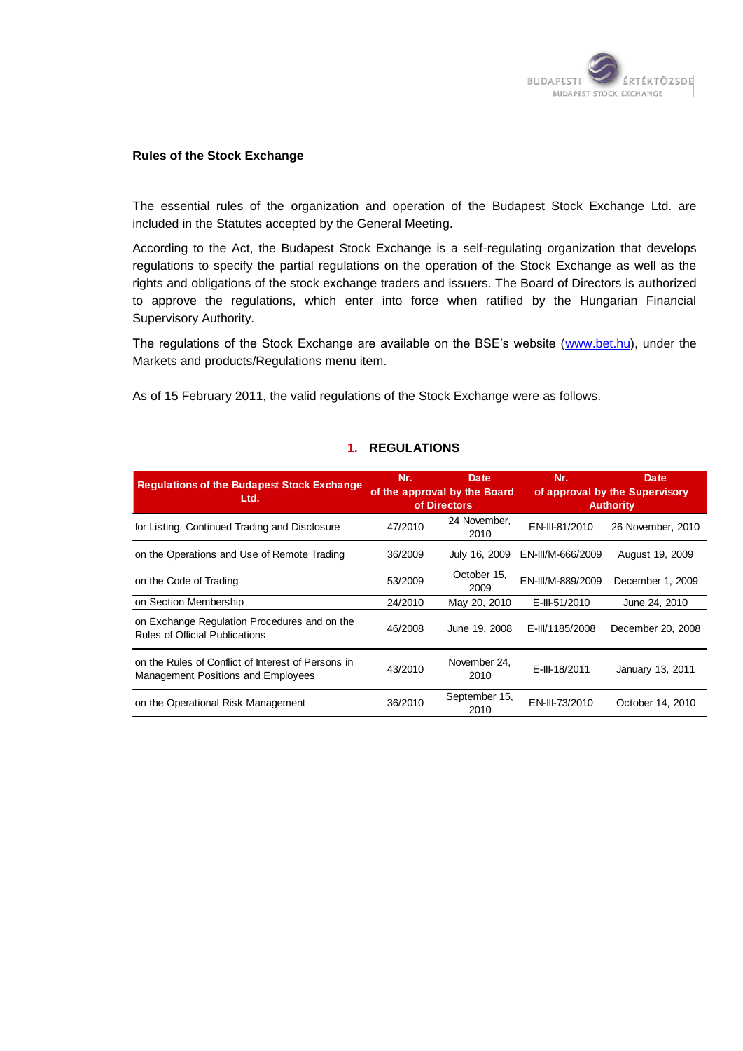**Rules of the Stock Exchange**

The essential rules of the organization and operation of the Budapest Stock Exchange Ltd. are included in the Statutes accepted by the General Meeting.

According to the Act, the Budapest Stock Exchange is a self-regulating organization that develops regulations to specify the partial regulations on the operation of the Stock Exchange as well as the rights and obligations of the stock exchange traders and issuers. The Board of Directors is authorized to approve the regulations, which enter into force when ratified by the Hungarian Financial Supervisory Authority.

The regulations of the Stock Exchange are available on the BSE's website (www.bet.hu), under the Markets and products/Regulations menu item.

As of 15 February 2011, the valid regulations of the Stock Exchange were as follows.

## 1. REGULATIONS

| Regulations of the Budapest Stock Exchange Ltd. | Nr. of the approval by the Board of Directors | Date of the approval by the Board of Directors | Nr. of approval by the Supervisory Authority | Date of approval by the Supervisory Authority |
|---|---|---|---|---|
| for Listing, Continued Trading and Disclosure | 47/2010 | 24 November, 2010 | EN-III-81/2010 | 26 November, 2010 |
| on the Operations and Use of Remote Trading | 36/2009 | July 16, 2009 | EN-III/M-666/2009 | August 19, 2009 |
| on the Code of Trading | 53/2009 | October 15, 2009 | EN-III/M-889/2009 | December 1, 2009 |
| on Section Membership | 24/2010 | May 20, 2010 | E-III-51/2010 | June 24, 2010 |
| on Exchange Regulation Procedures and on the Rules of Official Publications | 46/2008 | June 19, 2008 | E-III/1185/2008 | December 20, 2008 |
| on the Rules of Conflict of Interest of Persons in Management Positions and Employees | 43/2010 | November 24, 2010 | E-III-18/2011 | January 13, 2011 |
| on the Operational Risk Management | 36/2010 | September 15, 2010 | EN-III-73/2010 | October 14, 2010 |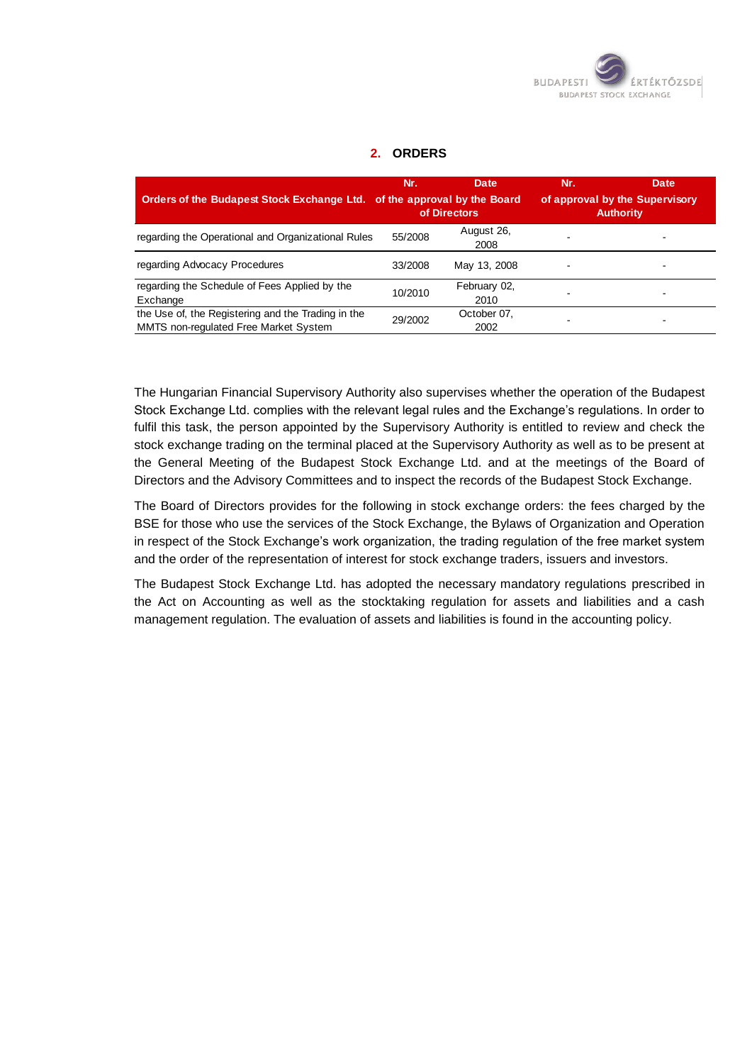## 2. ORDERS

| Orders of the Budapest Stock Exchange Ltd. | Nr. of the approval by the Board of Directors | Date of the approval by the Board of Directors | Nr. of approval by the Supervisory Authority | Date of approval by the Supervisory Authority |
|---|---|---|---|---|
| regarding the Operational and Organizational Rules | 55/2008 | August 26, 2008 | - | - |
| regarding Advocacy Procedures | 33/2008 | May 13, 2008 | - | - |
| regarding the Schedule of Fees Applied by the Exchange | 10/2010 | February 02, 2010 | - | - |
| the Use of, the Registering and the Trading in the MMTS non-regulated Free Market System | 29/2002 | October 07, 2002 | - | - |

The Hungarian Financial Supervisory Authority also supervises whether the operation of the Budapest Stock Exchange Ltd. complies with the relevant legal rules and the Exchange's regulations. In order to fulfil this task, the person appointed by the Supervisory Authority is entitled to review and check the stock exchange trading on the terminal placed at the Supervisory Authority as well as to be present at the General Meeting of the Budapest Stock Exchange Ltd. and at the meetings of the Board of Directors and the Advisory Committees and to inspect the records of the Budapest Stock Exchange.

The Board of Directors provides for the following in stock exchange orders: the fees charged by the BSE for those who use the services of the Stock Exchange, the Bylaws of Organization and Operation in respect of the Stock Exchange's work organization, the trading regulation of the free market system and the order of the representation of interest for stock exchange traders, issuers and investors.

The Budapest Stock Exchange Ltd. has adopted the necessary mandatory regulations prescribed in the Act on Accounting as well as the stocktaking regulation for assets and liabilities and a cash management regulation. The evaluation of assets and liabilities is found in the accounting policy.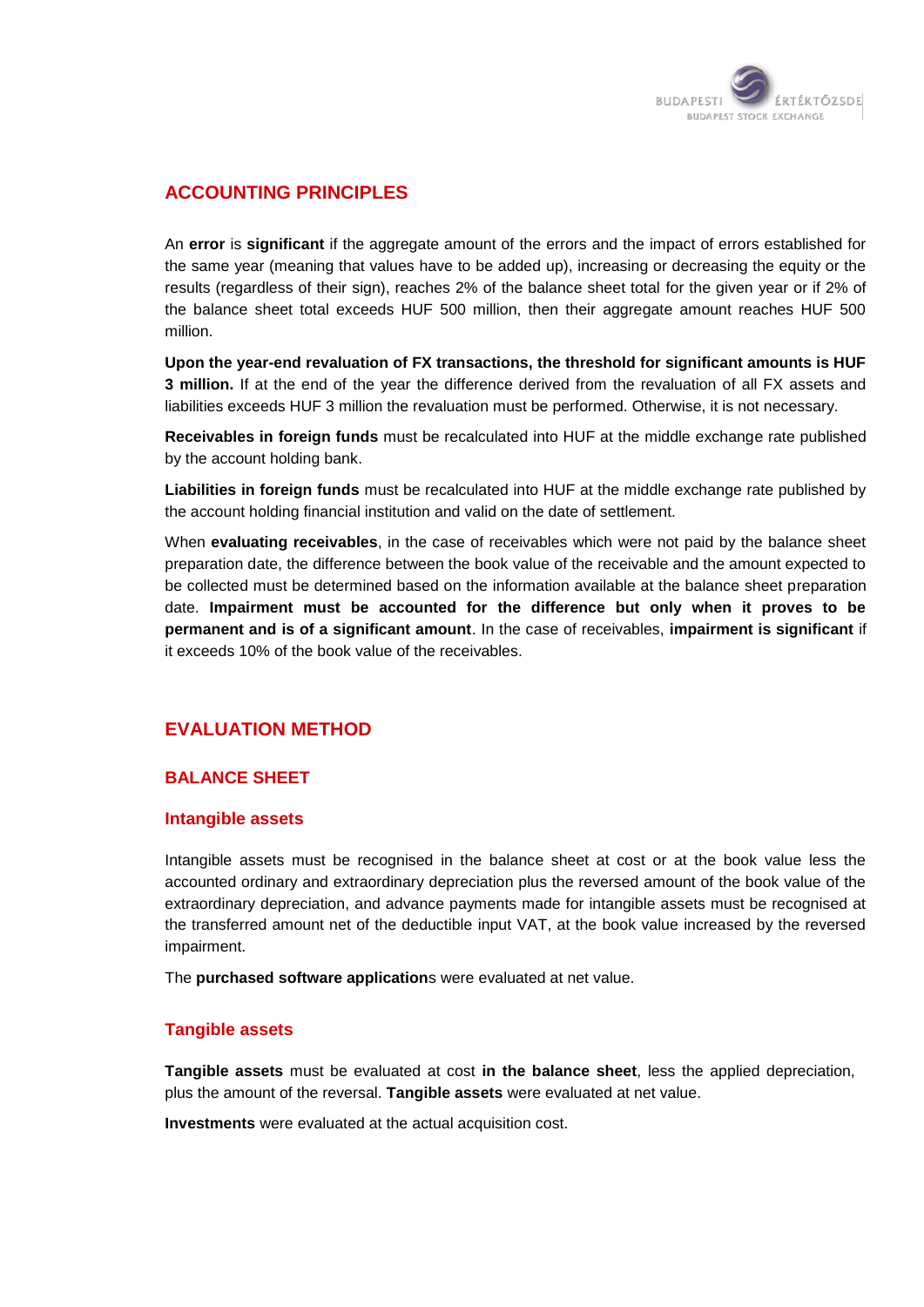## ACCOUNTING PRINCIPLES

An **error** is **significant** if the aggregate amount of the errors and the impact of errors established for the same year (meaning that values have to be added up), increasing or decreasing the equity or the results (regardless of their sign), reaches 2% of the balance sheet total for the given year or if 2% of the balance sheet total exceeds HUF 500 million, then their aggregate amount reaches HUF 500 million.

**Upon the year-end revaluation of FX transactions, the threshold for significant amounts is HUF 3 million.** If at the end of the year the difference derived from the revaluation of all FX assets and liabilities exceeds HUF 3 million the revaluation must be performed. Otherwise, it is not necessary.

**Receivables in foreign funds** must be recalculated into HUF at the middle exchange rate published by the account holding bank.

**Liabilities in foreign funds** must be recalculated into HUF at the middle exchange rate published by the account holding financial institution and valid on the date of settlement.

When **evaluating receivables**, in the case of receivables which were not paid by the balance sheet preparation date, the difference between the book value of the receivable and the amount expected to be collected must be determined based on the information available at the balance sheet preparation date. **Impairment must be accounted for the difference but only when it proves to be permanent and is of a significant amount**. In the case of receivables, **impairment is significant** if it exceeds 10% of the book value of the receivables.

## EVALUATION METHOD

### BALANCE SHEET

#### Intangible assets

Intangible assets must be recognised in the balance sheet at cost or at the book value less the accounted ordinary and extraordinary depreciation plus the reversed amount of the book value of the extraordinary depreciation, and advance payments made for intangible assets must be recognised at the transferred amount net of the deductible input VAT, at the book value increased by the reversed impairment.

The **purchased software application**s were evaluated at net value.

#### Tangible assets

**Tangible assets** must be evaluated at cost **in the balance sheet**, less the applied depreciation, plus the amount of the reversal. **Tangible assets** were evaluated at net value.

**Investments** were evaluated at the actual acquisition cost.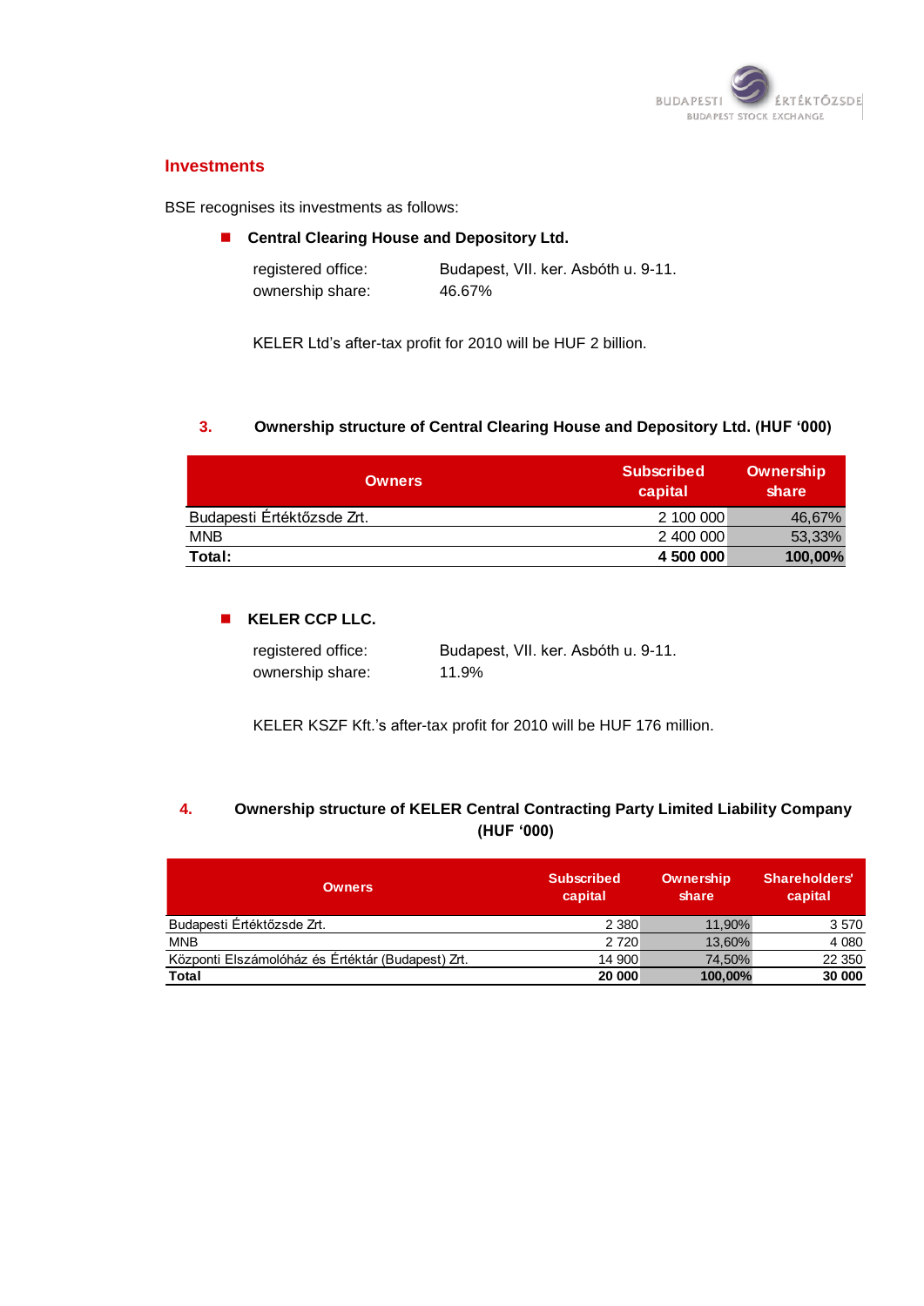## Investments

BSE recognises its investments as follows:

- **Central Clearing House and Depository Ltd.**

  registered office: Budapest, VII. ker. Asbóth u. 9-11.
  ownership share: 46.67%

  KELER Ltd's after-tax profit for 2010 will be HUF 2 billion.

### 3. Ownership structure of Central Clearing House and Depository Ltd. (HUF '000)

| Owners | Subscribed capital | Ownership share |
|---|---|---|
| Budapesti Értéktőzsde Zrt. | 2 100 000 | 46,67% |
| MNB | 2 400 000 | 53,33% |
| **Total:** | **4 500 000** | **100,00%** |

- **KELER CCP LLC.**

  registered office: Budapest, VII. ker. Asbóth u. 9-11.
  ownership share: 11.9%

  KELER KSZF Kft.'s after-tax profit for 2010 will be HUF 176 million.

### 4. Ownership structure of KELER Central Contracting Party Limited Liability Company (HUF '000)

| Owners | Subscribed capital | Ownership share | Shareholders' capital |
|---|---|---|---|
| Budapesti Értéktőzsde Zrt. | 2 380 | 11,90% | 3 570 |
| MNB | 2 720 | 13,60% | 4 080 |
| Központi Elszámolóház és Értéktár (Budapest) Zrt. | 14 900 | 74,50% | 22 350 |
| **Total** | **20 000** | **100,00%** | **30 000** |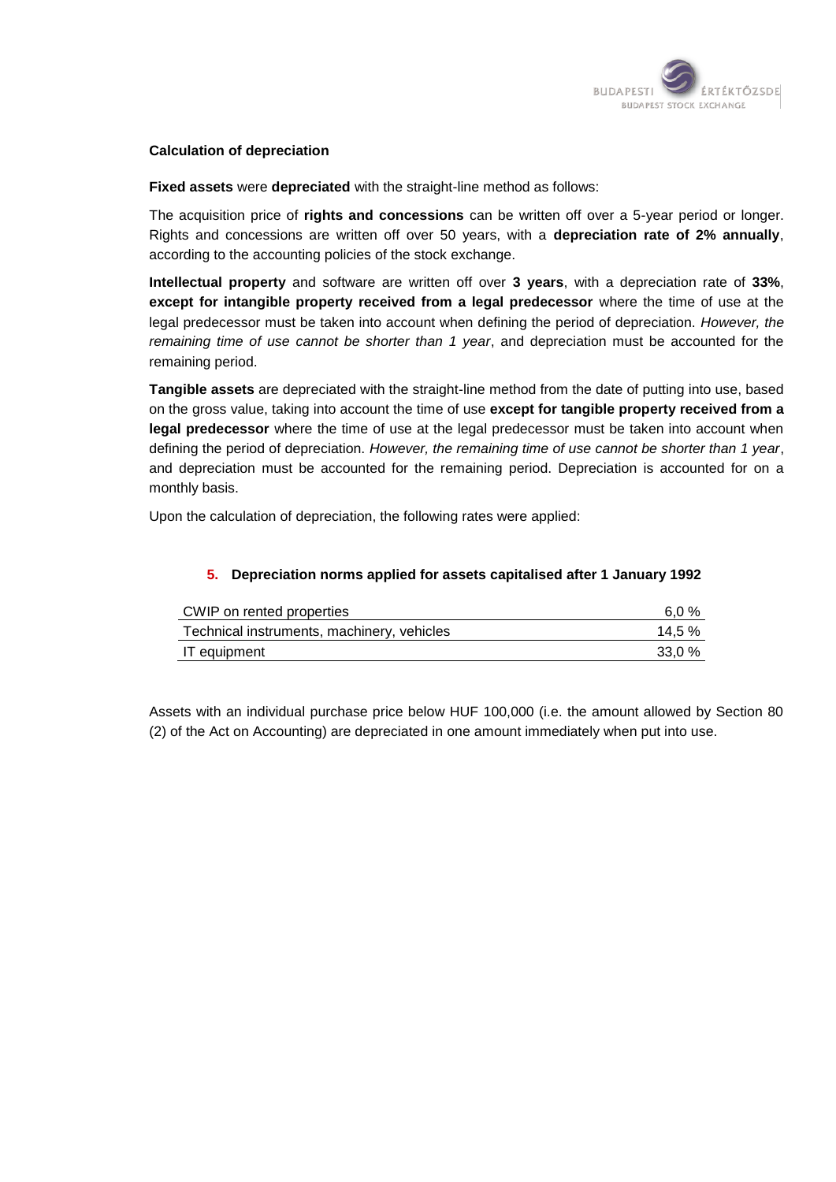**Calculation of depreciation**

**Fixed assets** were **depreciated** with the straight-line method as follows:

The acquisition price of **rights and concessions** can be written off over a 5-year period or longer. Rights and concessions are written off over 50 years, with a **depreciation rate of 2% annually**, according to the accounting policies of the stock exchange.

**Intellectual property** and software are written off over **3 years**, with a depreciation rate of **33%**, **except for intangible property received from a legal predecessor** where the time of use at the legal predecessor must be taken into account when defining the period of depreciation. *However, the remaining time of use cannot be shorter than 1 year*, and depreciation must be accounted for the remaining period.

**Tangible assets** are depreciated with the straight-line method from the date of putting into use, based on the gross value, taking into account the time of use **except for tangible property received from a legal predecessor** where the time of use at the legal predecessor must be taken into account when defining the period of depreciation. *However, the remaining time of use cannot be shorter than 1 year*, and depreciation must be accounted for the remaining period. Depreciation is accounted for on a monthly basis.

Upon the calculation of depreciation, the following rates were applied:

### 5. Depreciation norms applied for assets capitalised after 1 January 1992

| | |
|---|---|
| CWIP on rented properties | 6,0 % |
| Technical instruments, machinery, vehicles | 14,5 % |
| IT equipment | 33,0 % |

Assets with an individual purchase price below HUF 100,000 (i.e. the amount allowed by Section 80 (2) of the Act on Accounting) are depreciated in one amount immediately when put into use.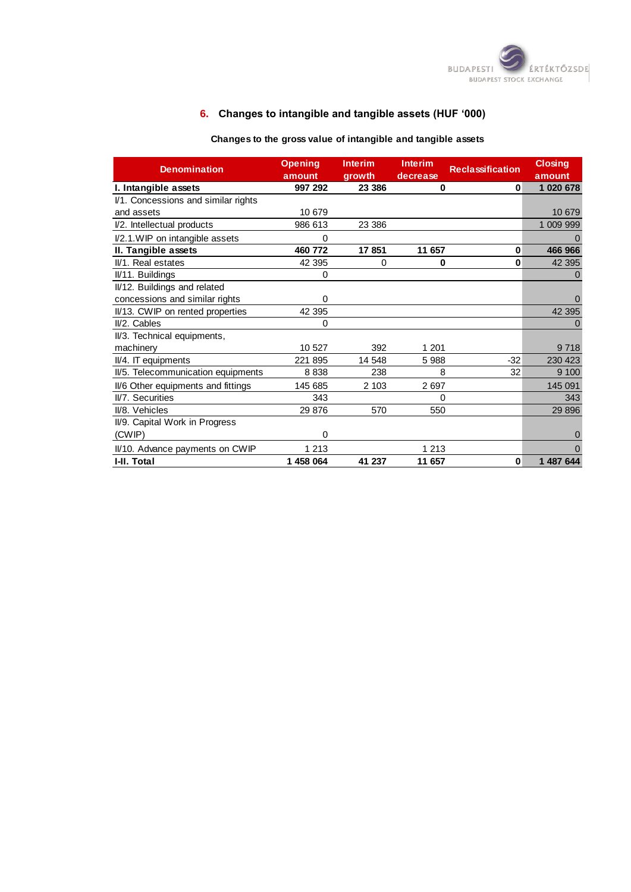## 6. Changes to intangible and tangible assets (HUF '000)

### Changes to the gross value of intangible and tangible assets

| Denomination | Opening amount | Interim growth | Interim decrease | Reclassification | Closing amount |
|---|---|---|---|---|---|
| **I. Intangible assets** | **997 292** | **23 386** | **0** | **0** | **1 020 678** |
| I/1. Concessions and similar rights and assets | 10 679 | | | | 10 679 |
| I/2. Intellectual products | 986 613 | 23 386 | | | 1 009 999 |
| I/2.1.WIP on intangible assets | 0 | | | | 0 |
| **II. Tangible assets** | **460 772** | **17 851** | **11 657** | **0** | **466 966** |
| II/1. Real estates | 42 395 | 0 | **0** | **0** | 42 395 |
| II/11. Buildings | 0 | | | | 0 |
| II/12. Buildings and related concessions and similar rights | 0 | | | | 0 |
| II/13. CWIP on rented properties | 42 395 | | | | 42 395 |
| II/2. Cables | 0 | | | | 0 |
| II/3. Technical equipments, machinery | 10 527 | 392 | 1 201 | | 9 718 |
| II/4. IT equipments | 221 895 | 14 548 | 5 988 | -32 | 230 423 |
| II/5. Telecommunication equipments | 8 838 | 238 | 8 | 32 | 9 100 |
| II/6 Other equipments and fittings | 145 685 | 2 103 | 2 697 | | 145 091 |
| II/7. Securities | 343 | | 0 | | 343 |
| II/8. Vehicles | 29 876 | 570 | 550 | | 29 896 |
| II/9. Capital Work in Progress (CWIP) | 0 | | | | 0 |
| II/10. Advance payments on CWIP | 1 213 | | 1 213 | | 0 |
| **I-II. Total** | **1 458 064** | **41 237** | **11 657** | **0** | **1 487 644** |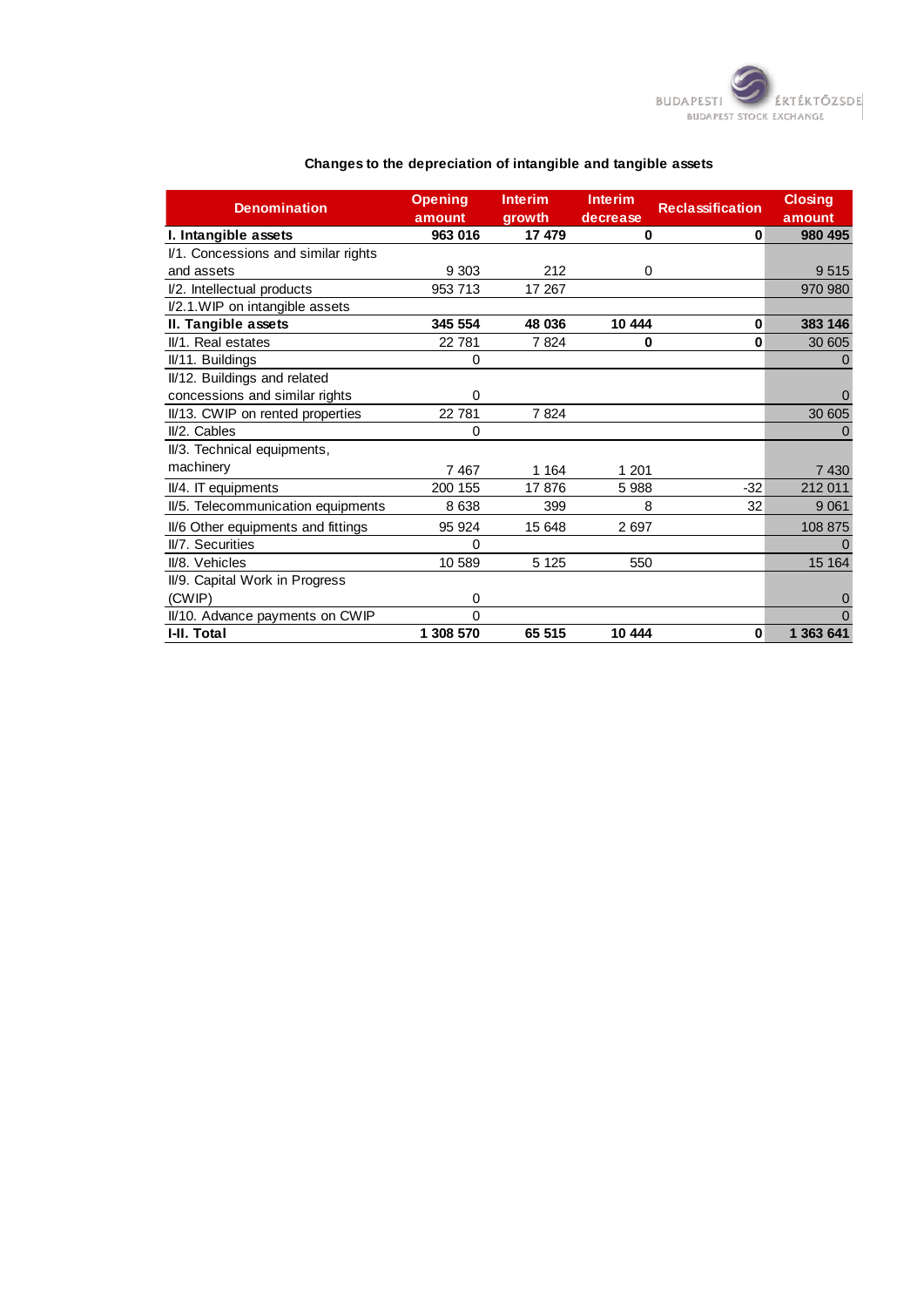### Changes to the depreciation of intangible and tangible assets

| Denomination | Opening amount | Interim growth | Interim decrease | Reclassification | Closing amount |
|---|---|---|---|---|---|
| **I. Intangible assets** | **963 016** | **17 479** | **0** | **0** | **980 495** |
| I/1. Concessions and similar rights and assets | 9 303 | 212 | 0 | | 9 515 |
| I/2. Intellectual products | 953 713 | 17 267 | | | 970 980 |
| I/2.1.WIP on intangible assets | | | | | |
| **II. Tangible assets** | **345 554** | **48 036** | **10 444** | **0** | **383 146** |
| II/1. Real estates | 22 781 | 7 824 | **0** | **0** | 30 605 |
| II/11. Buildings | 0 | | | | 0 |
| II/12. Buildings and related concessions and similar rights | 0 | | | | 0 |
| II/13. CWIP on rented properties | 22 781 | 7 824 | | | 30 605 |
| II/2. Cables | 0 | | | | 0 |
| II/3. Technical equipments, machinery | 7 467 | 1 164 | 1 201 | | 7 430 |
| II/4. IT equipments | 200 155 | 17 876 | 5 988 | -32 | 212 011 |
| II/5. Telecommunication equipments | 8 638 | 399 | 8 | 32 | 9 061 |
| II/6 Other equipments and fittings | 95 924 | 15 648 | 2 697 | | 108 875 |
| II/7. Securities | 0 | | | | 0 |
| II/8. Vehicles | 10 589 | 5 125 | 550 | | 15 164 |
| II/9. Capital Work in Progress (CWIP) | 0 | | | | 0 |
| II/10. Advance payments on CWIP | 0 | | | | 0 |
| **I-II. Total** | **1 308 570** | **65 515** | **10 444** | **0** | **1 363 641** |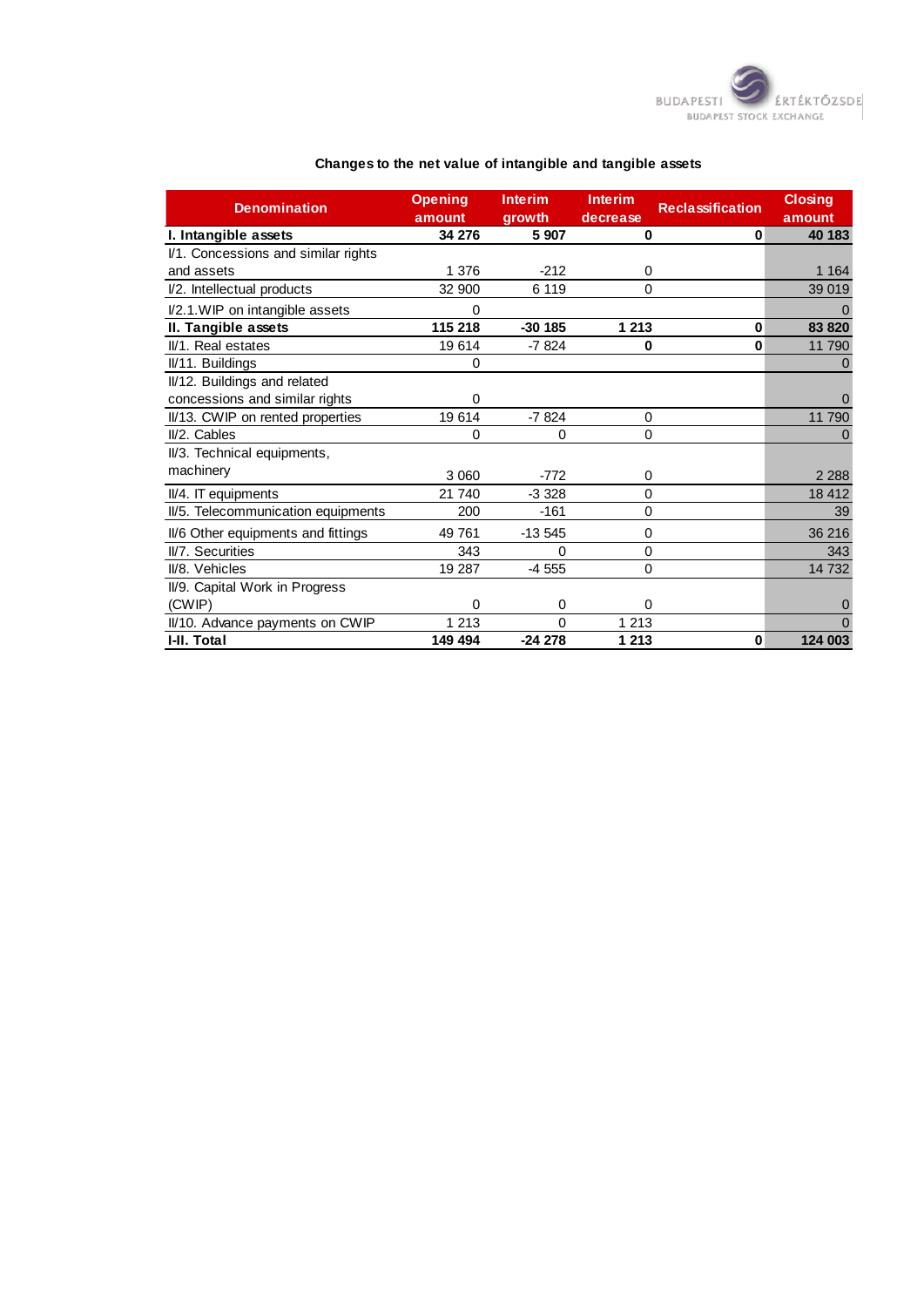## Changes to the net value of intangible and tangible assets

| Denomination | Opening amount | Interim growth | Interim decrease | Reclassification | Closing amount |
|---|---|---|---|---|---|
| **I. Intangible assets** | **34 276** | **5 907** | **0** | **0** | **40 183** |
| I/1. Concessions and similar rights and assets | 1 376 | -212 | 0 | | 1 164 |
| I/2. Intellectual products | 32 900 | 6 119 | 0 | | 39 019 |
| I/2.1.WIP on intangible assets | 0 | | | | 0 |
| **II. Tangible assets** | **115 218** | **-30 185** | **1 213** | **0** | **83 820** |
| II/1. Real estates | 19 614 | -7 824 | **0** | **0** | 11 790 |
| II/11. Buildings | 0 | | | | 0 |
| II/12. Buildings and related concessions and similar rights | 0 | | | | 0 |
| II/13. CWIP on rented properties | 19 614 | -7 824 | 0 | | 11 790 |
| II/2. Cables | 0 | 0 | 0 | | 0 |
| II/3. Technical equipments, machinery | 3 060 | -772 | 0 | | 2 288 |
| II/4. IT equipments | 21 740 | -3 328 | 0 | | 18 412 |
| II/5. Telecommunication equipments | 200 | -161 | 0 | | 39 |
| II/6 Other equipments and fittings | 49 761 | -13 545 | 0 | | 36 216 |
| II/7. Securities | 343 | 0 | 0 | | 343 |
| II/8. Vehicles | 19 287 | -4 555 | 0 | | 14 732 |
| II/9. Capital Work in Progress (CWIP) | 0 | 0 | 0 | | 0 |
| II/10. Advance payments on CWIP | 1 213 | 0 | 1 213 | | 0 |
| **I-II. Total** | **149 494** | **-24 278** | **1 213** | **0** | **124 003** |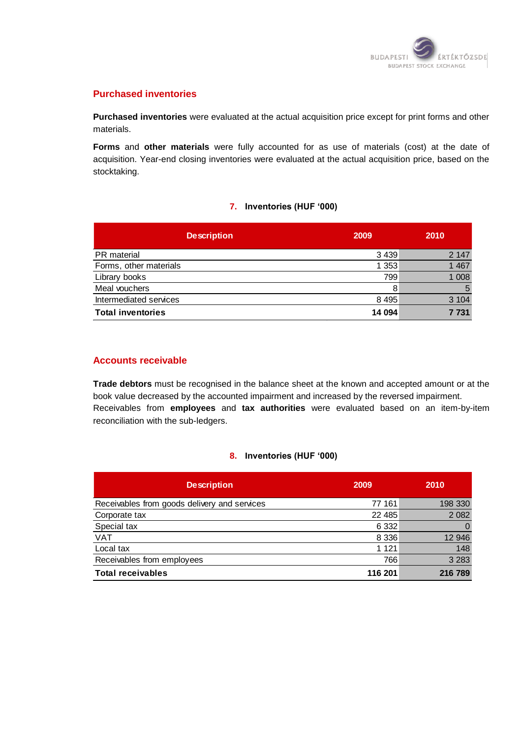## Purchased inventories

**Purchased inventories** were evaluated at the actual acquisition price except for print forms and other materials.

**Forms** and **other materials** were fully accounted for as use of materials (cost) at the date of acquisition. Year-end closing inventories were evaluated at the actual acquisition price, based on the stocktaking.

### 7. Inventories (HUF '000)

| Description | 2009 | 2010 |
|---|---|---|
| PR material | 3 439 | 2 147 |
| Forms, other materials | 1 353 | 1 467 |
| Library books | 799 | 1 008 |
| Meal vouchers | 8 | 5 |
| Intermediated services | 8 495 | 3 104 |
| **Total inventories** | **14 094** | **7 731** |

## Accounts receivable

**Trade debtors** must be recognised in the balance sheet at the known and accepted amount or at the book value decreased by the accounted impairment and increased by the reversed impairment.
Receivables from **employees** and **tax authorities** were evaluated based on an item-by-item reconciliation with the sub-ledgers.

### 8. Inventories (HUF '000)

| Description | 2009 | 2010 |
|---|---|---|
| Receivables from goods delivery and services | 77 161 | 198 330 |
| Corporate tax | 22 485 | 2 082 |
| Special tax | 6 332 | 0 |
| VAT | 8 336 | 12 946 |
| Local tax | 1 121 | 148 |
| Receivables from employees | 766 | 3 283 |
| **Total receivables** | **116 201** | **216 789** |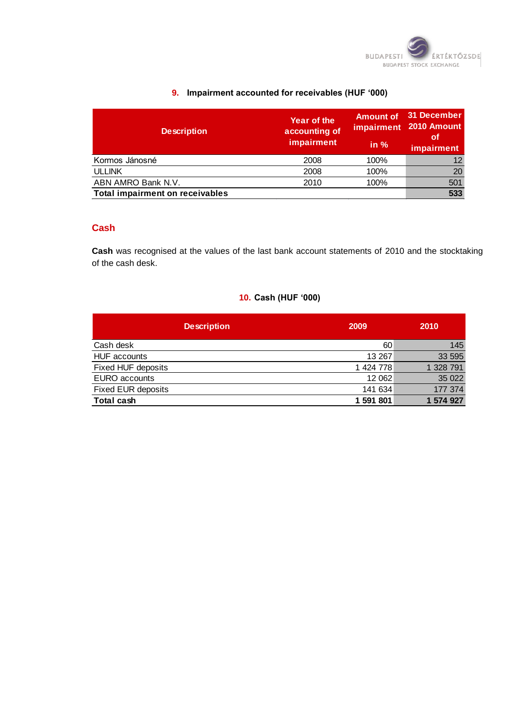### 9. Impairment accounted for receivables (HUF '000)

| Description | Year of the accounting of impairment | Amount of impairment in % | 31 December 2010 Amount of impairment |
|---|---|---|---|
| Kormos Jánosné | 2008 | 100% | 12 |
| ULLINK | 2008 | 100% | 20 |
| ABN AMRO Bank N.V. | 2010 | 100% | 501 |
| **Total impairment on receivables** | | | **533** |

## Cash

**Cash** was recognised at the values of the last bank account statements of 2010 and the stocktaking of the cash desk.

### 10. Cash (HUF '000)

| Description | 2009 | 2010 |
|---|---|---|
| Cash desk | 60 | 145 |
| HUF accounts | 13 267 | 33 595 |
| Fixed HUF deposits | 1 424 778 | 1 328 791 |
| EURO accounts | 12 062 | 35 022 |
| Fixed EUR deposits | 141 634 | 177 374 |
| **Total cash** | **1 591 801** | **1 574 927** |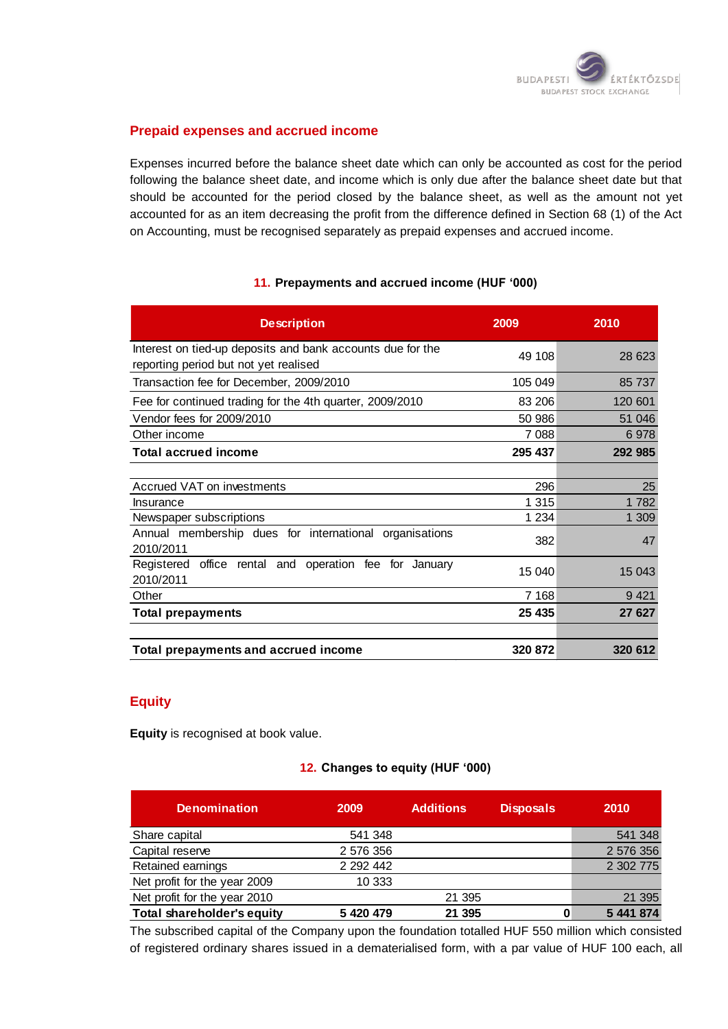## Prepaid expenses and accrued income

Expenses incurred before the balance sheet date which can only be accounted as cost for the period following the balance sheet date, and income which is only due after the balance sheet date but that should be accounted for the period closed by the balance sheet, as well as the amount not yet accounted for as an item decreasing the profit from the difference defined in Section 68 (1) of the Act on Accounting, must be recognised separately as prepaid expenses and accrued income.

**11. Prepayments and accrued income (HUF '000)**

| Description | 2009 | 2010 |
|---|---|---|
| Interest on tied-up deposits and bank accounts due for the reporting period but not yet realised | 49 108 | 28 623 |
| Transaction fee for December, 2009/2010 | 105 049 | 85 737 |
| Fee for continued trading for the 4th quarter, 2009/2010 | 83 206 | 120 601 |
| Vendor fees for 2009/2010 | 50 986 | 51 046 |
| Other income | 7 088 | 6 978 |
| **Total accrued income** | **295 437** | **292 985** |
| | | |
| Accrued VAT on investments | 296 | 25 |
| Insurance | 1 315 | 1 782 |
| Newspaper subscriptions | 1 234 | 1 309 |
| Annual membership dues for international organisations 2010/2011 | 382 | 47 |
| Registered office rental and operation fee for January 2010/2011 | 15 040 | 15 043 |
| Other | 7 168 | 9 421 |
| **Total prepayments** | **25 435** | **27 627** |
| | | |
| **Total prepayments and accrued income** | **320 872** | **320 612** |

## Equity

**Equity** is recognised at book value.

**12. Changes to equity (HUF '000)**

| Denomination | 2009 | Additions | Disposals | 2010 |
|---|---|---|---|---|
| Share capital | 541 348 | | | 541 348 |
| Capital reserve | 2 576 356 | | | 2 576 356 |
| Retained earnings | 2 292 442 | | | 2 302 775 |
| Net profit for the year 2009 | 10 333 | | | |
| Net profit for the year 2010 | | 21 395 | | 21 395 |
| **Total shareholder's equity** | **5 420 479** | **21 395** | **0** | **5 441 874** |

The subscribed capital of the Company upon the foundation totalled HUF 550 million which consisted of registered ordinary shares issued in a dematerialised form, with a par value of HUF 100 each, all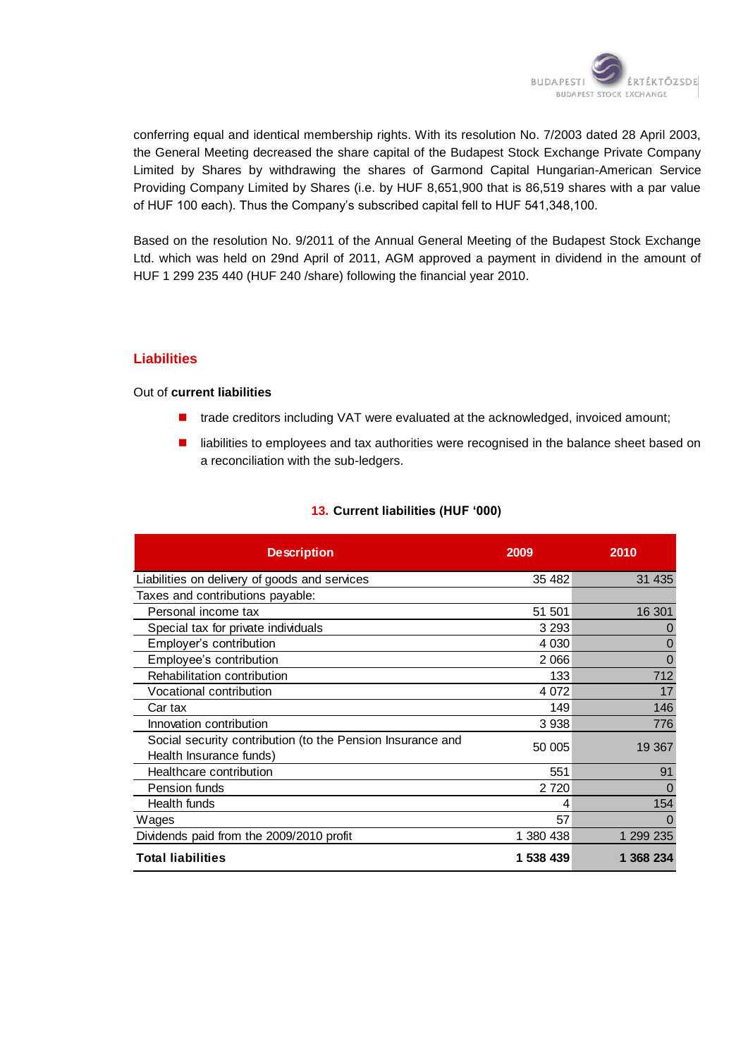conferring equal and identical membership rights. With its resolution No. 7/2003 dated 28 April 2003, the General Meeting decreased the share capital of the Budapest Stock Exchange Private Company Limited by Shares by withdrawing the shares of Garmond Capital Hungarian-American Service Providing Company Limited by Shares (i.e. by HUF 8,651,900 that is 86,519 shares with a par value of HUF 100 each). Thus the Company's subscribed capital fell to HUF 541,348,100.

Based on the resolution No. 9/2011 of the Annual General Meeting of the Budapest Stock Exchange Ltd. which was held on 29nd April of 2011, AGM approved a payment in dividend in the amount of HUF 1 299 235 440 (HUF 240 /share) following the financial year 2010.

## Liabilities

Out of **current liabilities**

- trade creditors including VAT were evaluated at the acknowledged, invoiced amount;
- liabilities to employees and tax authorities were recognised in the balance sheet based on a reconciliation with the sub-ledgers.

**13. Current liabilities (HUF '000)**

| Description | 2009 | 2010 |
|---|---|---|
| Liabilities on delivery of goods and services | 35 482 | 31 435 |
| Taxes and contributions payable: | | |
| Personal income tax | 51 501 | 16 301 |
| Special tax for private individuals | 3 293 | 0 |
| Employer's contribution | 4 030 | 0 |
| Employee's contribution | 2 066 | 0 |
| Rehabilitation contribution | 133 | 712 |
| Vocational contribution | 4 072 | 17 |
| Car tax | 149 | 146 |
| Innovation contribution | 3 938 | 776 |
| Social security contribution (to the Pension Insurance and Health Insurance funds) | 50 005 | 19 367 |
| Healthcare contribution | 551 | 91 |
| Pension funds | 2 720 | 0 |
| Health funds | 4 | 154 |
| Wages | 57 | 0 |
| Dividends paid from the 2009/2010 profit | 1 380 438 | 1 299 235 |
| **Total liabilities** | **1 538 439** | **1 368 234** |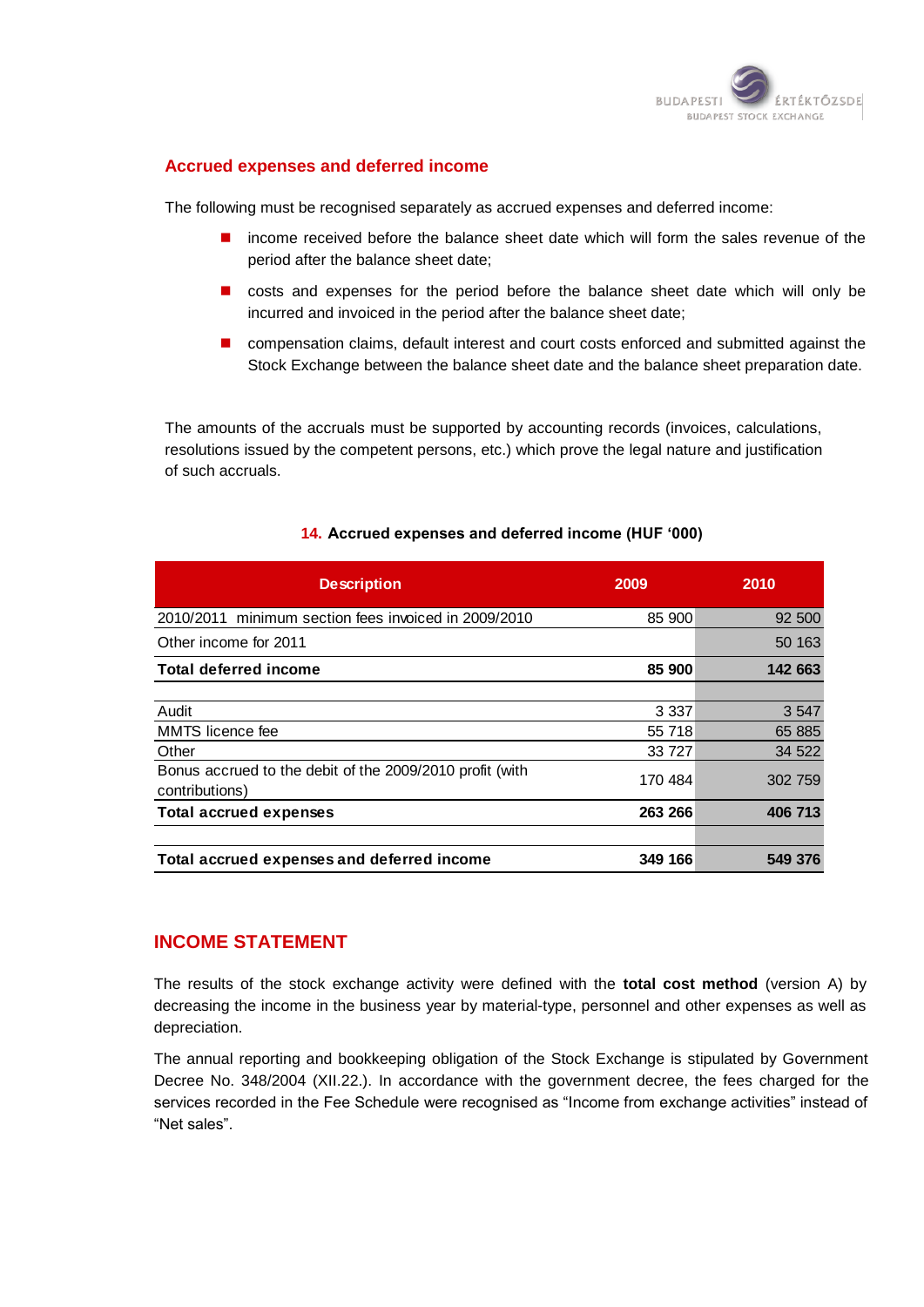## Accrued expenses and deferred income

The following must be recognised separately as accrued expenses and deferred income:

- income received before the balance sheet date which will form the sales revenue of the period after the balance sheet date;
- costs and expenses for the period before the balance sheet date which will only be incurred and invoiced in the period after the balance sheet date;
- compensation claims, default interest and court costs enforced and submitted against the Stock Exchange between the balance sheet date and the balance sheet preparation date.

The amounts of the accruals must be supported by accounting records (invoices, calculations, resolutions issued by the competent persons, etc.) which prove the legal nature and justification of such accruals.

**14. Accrued expenses and deferred income (HUF '000)**

| Description | 2009 | 2010 |
|---|---|---|
| 2010/2011 minimum section fees invoiced in 2009/2010 | 85 900 | 92 500 |
| Other income for 2011 | | 50 163 |
| **Total deferred income** | **85 900** | **142 663** |
| | | |
| Audit | 3 337 | 3 547 |
| MMTS licence fee | 55 718 | 65 885 |
| Other | 33 727 | 34 522 |
| Bonus accrued to the debit of the 2009/2010 profit (with contributions) | 170 484 | 302 759 |
| **Total accrued expenses** | **263 266** | **406 713** |
| | | |
| **Total accrued expenses and deferred income** | **349 166** | **549 376** |

## INCOME STATEMENT

The results of the stock exchange activity were defined with the **total cost method** (version A) by decreasing the income in the business year by material-type, personnel and other expenses as well as depreciation.

The annual reporting and bookkeeping obligation of the Stock Exchange is stipulated by Government Decree No. 348/2004 (XII.22.). In accordance with the government decree, the fees charged for the services recorded in the Fee Schedule were recognised as "Income from exchange activities" instead of "Net sales".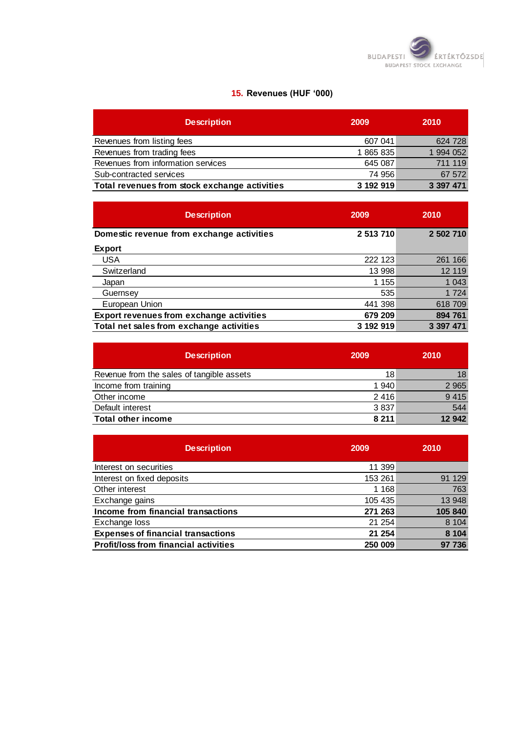## 15. Revenues (HUF '000)

| Description | 2009 | 2010 |
|---|---|---|
| Revenues from listing fees | 607 041 | 624 728 |
| Revenues from trading fees | 1 865 835 | 1 994 052 |
| Revenues from information services | 645 087 | 711 119 |
| Sub-contracted services | 74 956 | 67 572 |
| **Total revenues from stock exchange activities** | **3 192 919** | **3 397 471** |

| Description | 2009 | 2010 |
|---|---|---|
| **Domestic revenue from exchange activities** | **2 513 710** | **2 502 710** |
| **Export** | | |
| USA | 222 123 | 261 166 |
| Switzerland | 13 998 | 12 119 |
| Japan | 1 155 | 1 043 |
| Guernsey | 535 | 1 724 |
| European Union | 441 398 | 618 709 |
| **Export revenues from exchange activities** | **679 209** | **894 761** |
| **Total net sales from exchange activities** | **3 192 919** | **3 397 471** |

| Description | 2009 | 2010 |
|---|---|---|
| Revenue from the sales of tangible assets | 18 | 18 |
| Income from training | 1 940 | 2 965 |
| Other income | 2 416 | 9 415 |
| Default interest | 3 837 | 544 |
| **Total other income** | **8 211** | **12 942** |

| Description | 2009 | 2010 |
|---|---|---|
| Interest on securities | 11 399 | |
| Interest on fixed deposits | 153 261 | 91 129 |
| Other interest | 1 168 | 763 |
| Exchange gains | 105 435 | 13 948 |
| **Income from financial transactions** | **271 263** | **105 840** |
| Exchange loss | 21 254 | 8 104 |
| **Expenses of financial transactions** | **21 254** | **8 104** |
| **Profit/loss from financial activities** | **250 009** | **97 736** |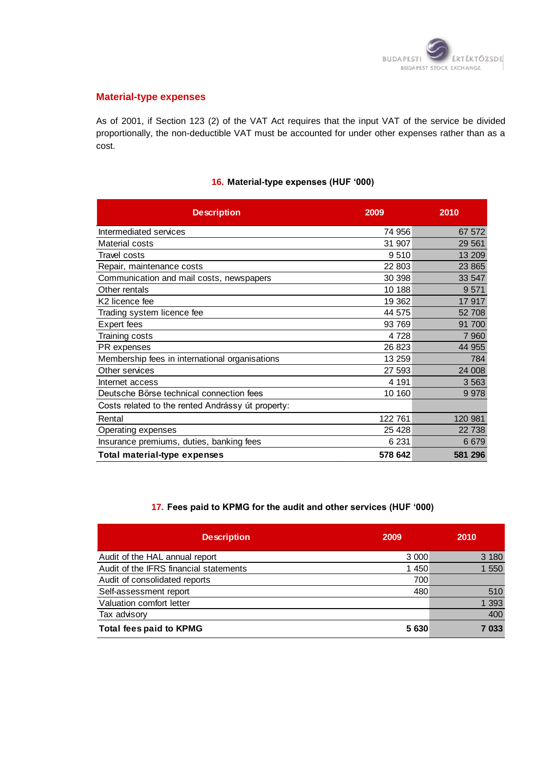## Material-type expenses

As of 2001, if Section 123 (2) of the VAT Act requires that the input VAT of the service be divided proportionally, the non-deductible VAT must be accounted for under other expenses rather than as a cost.

### 16. Material-type expenses (HUF '000)

| Description | 2009 | 2010 |
|---|---|---|
| Intermediated services | 74 956 | 67 572 |
| Material costs | 31 907 | 29 561 |
| Travel costs | 9 510 | 13 209 |
| Repair, maintenance costs | 22 803 | 23 865 |
| Communication and mail costs, newspapers | 30 398 | 33 547 |
| Other rentals | 10 188 | 9 571 |
| K2 licence fee | 19 362 | 17 917 |
| Trading system licence fee | 44 575 | 52 708 |
| Expert fees | 93 769 | 91 700 |
| Training costs | 4 728 | 7 960 |
| PR expenses | 26 823 | 44 955 |
| Membership fees in international organisations | 13 259 | 784 |
| Other services | 27 593 | 24 008 |
| Internet access | 4 191 | 3 563 |
| Deutsche Börse technical connection fees | 10 160 | 9 978 |
| Costs related to the rented Andrássy út property: | | |
| Rental | 122 761 | 120 981 |
| Operating expenses | 25 428 | 22 738 |
| Insurance premiums, duties, banking fees | 6 231 | 6 679 |
| **Total material-type expenses** | **578 642** | **581 296** |

### 17. Fees paid to KPMG for the audit and other services (HUF '000)

| Description | 2009 | 2010 |
|---|---|---|
| Audit of the HAL annual report | 3 000 | 3 180 |
| Audit of the IFRS financial statements | 1 450 | 1 550 |
| Audit of consolidated reports | 700 | |
| Self-assessment report | 480 | 510 |
| Valuation comfort letter | | 1 393 |
| Tax advisory | | 400 |
| **Total fees paid to KPMG** | **5 630** | **7 033** |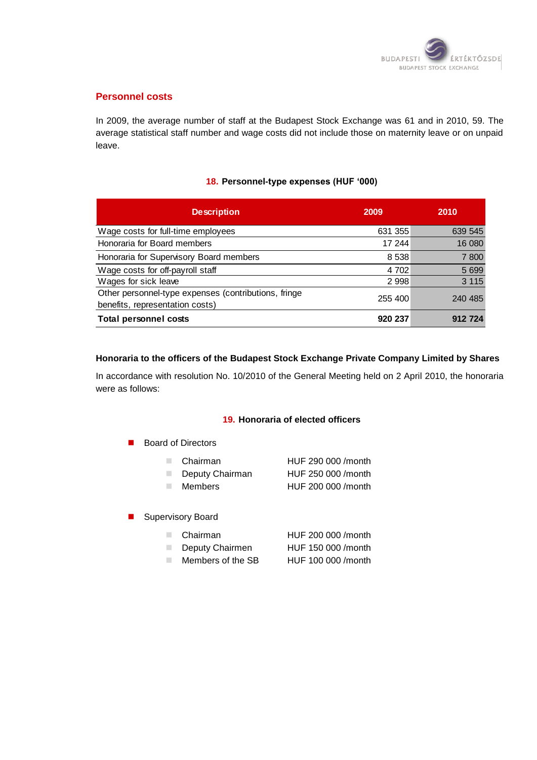## Personnel costs

In 2009, the average number of staff at the Budapest Stock Exchange was 61 and in 2010, 59. The average statistical staff number and wage costs did not include those on maternity leave or on unpaid leave.

**18. Personnel-type expenses (HUF '000)**

| Description | 2009 | 2010 |
|---|---|---|
| Wage costs for full-time employees | 631 355 | 639 545 |
| Honoraria for Board members | 17 244 | 16 080 |
| Honoraria for Supervisory Board members | 8 538 | 7 800 |
| Wage costs for off-payroll staff | 4 702 | 5 699 |
| Wages for sick leave | 2 998 | 3 115 |
| Other personnel-type expenses (contributions, fringe benefits, representation costs) | 255 400 | 240 485 |
| **Total personnel costs** | **920 237** | **912 724** |

**Honoraria to the officers of the Budapest Stock Exchange Private Company Limited by Shares**

In accordance with resolution No. 10/2010 of the General Meeting held on 2 April 2010, the honoraria were as follows:

**19. Honoraria of elected officers**

- Board of Directors
  - Chairman HUF 290 000 /month
  - Deputy Chairman HUF 250 000 /month
  - Members HUF 200 000 /month

- Supervisory Board
  - Chairman HUF 200 000 /month
  - Deputy Chairmen HUF 150 000 /month
  - Members of the SB HUF 100 000 /month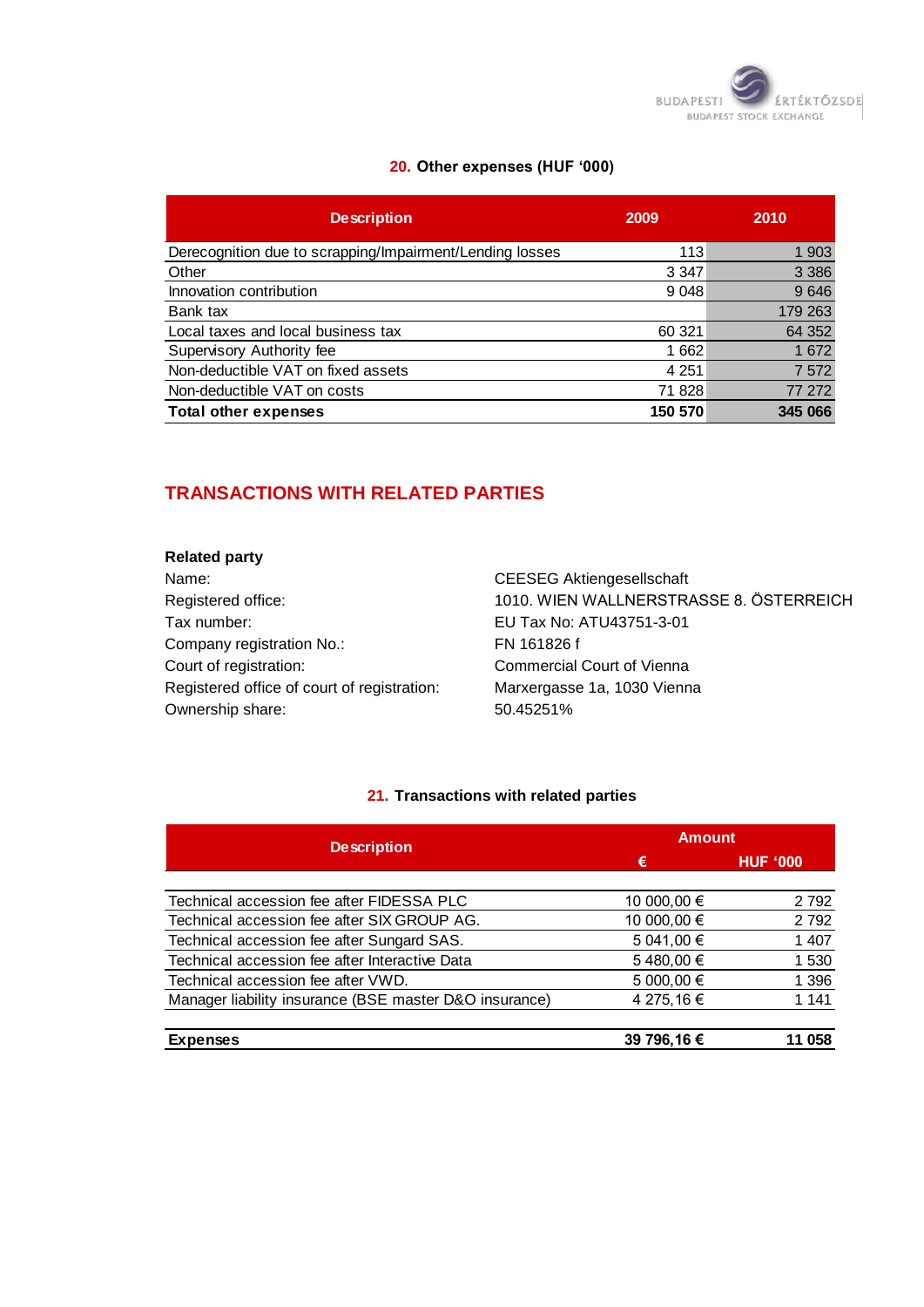### 20. Other expenses (HUF '000)

| Description | 2009 | 2010 |
|---|---|---|
| Derecognition due to scrapping/Impairment/Lending losses | 113 | 1 903 |
| Other | 3 347 | 3 386 |
| Innovation contribution | 9 048 | 9 646 |
| Bank tax | | 179 263 |
| Local taxes and local business tax | 60 321 | 64 352 |
| Supervisory Authority fee | 1 662 | 1 672 |
| Non-deductible VAT on fixed assets | 4 251 | 7 572 |
| Non-deductible VAT on costs | 71 828 | 77 272 |
| **Total other expenses** | **150 570** | **345 066** |

## TRANSACTIONS WITH RELATED PARTIES

**Related party**

| | |
|---|---|
| Name: | CEESEG Aktiengesellschaft |
| Registered office: | 1010. WIEN WALLNERSTRASSE 8. ÖSTERREICH |
| Tax number: | EU Tax No: ATU43751-3-01 |
| Company registration No.: | FN 161826 f |
| Court of registration: | Commercial Court of Vienna |
| Registered office of court of registration: | Marxergasse 1a, 1030 Vienna |
| Ownership share: | 50.45251% |

### 21. Transactions with related parties

| Description | Amount | |
|---|---|---|
| | € | HUF '000 |
| Technical accession fee after FIDESSA PLC | 10 000,00 € | 2 792 |
| Technical accession fee after SIX GROUP AG. | 10 000,00 € | 2 792 |
| Technical accession fee after Sungard SAS. | 5 041,00 € | 1 407 |
| Technical accession fee after Interactive Data | 5 480,00 € | 1 530 |
| Technical accession fee after VWD. | 5 000,00 € | 1 396 |
| Manager liability insurance (BSE master D&O insurance) | 4 275,16 € | 1 141 |
| **Expenses** | **39 796,16 €** | **11 058** |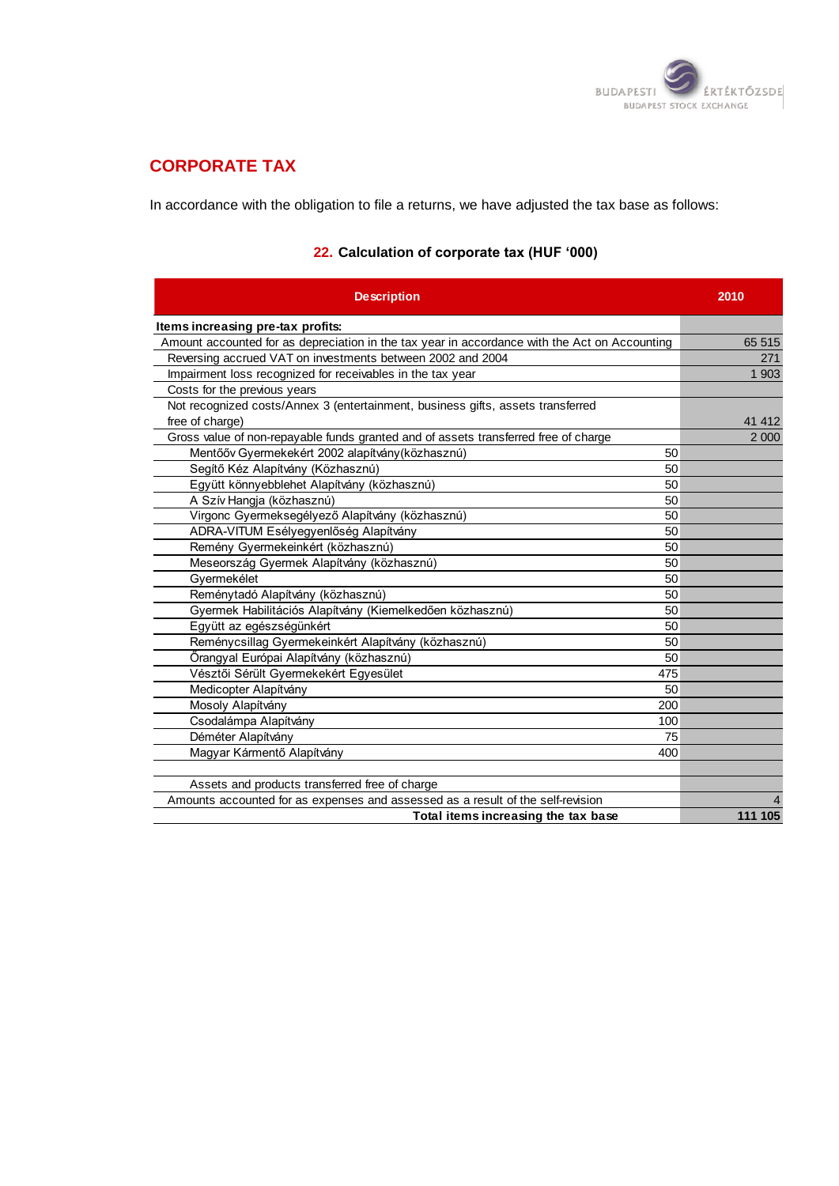## CORPORATE TAX

In accordance with the obligation to file a returns, we have adjusted the tax base as follows:

### 22. Calculation of corporate tax (HUF '000)

| Description | | 2010 |
|---|---|---|
| **Items increasing pre-tax profits:** | | |
| Amount accounted for as depreciation in the tax year in accordance with the Act on Accounting | | 65 515 |
| Reversing accrued VAT on investments between 2002 and 2004 | | 271 |
| Impairment loss recognized for receivables in the tax year | | 1 903 |
| Costs for the previous years | | |
| Not recognized costs/Annex 3 (entertainment, business gifts, assets transferred free of charge) | | 41 412 |
| Gross value of non-repayable funds granted and of assets transferred free of charge | | 2 000 |
| Mentőöv Gyermekekért 2002 alapítvány(közhasznú) | 50 | |
| Segítő Kéz Alapítvány (Közhasznú) | 50 | |
| Együtt könnyebblehet Alapítvány (közhasznú) | 50 | |
| A Szív Hangja (közhasznú) | 50 | |
| Virgonc Gyermeksegélyező Alapítvány (közhasznú) | 50 | |
| ADRA-VITUM Esélyegyenlőség Alapítvány | 50 | |
| Remény Gyermekeinkért (közhasznú) | 50 | |
| Meseország Gyermek Alapítvány (közhasznú) | 50 | |
| Gyermekélet | 50 | |
| Reménytadó Alapítvány (közhasznú) | 50 | |
| Gyermek Habilitációs Alapítvány (Kiemelkedően közhasznú) | 50 | |
| Együtt az egészségünkért | 50 | |
| Reménycsillag Gyermekeinkért Alapítvány (közhasznú) | 50 | |
| Őrangyal Európai Alapítvány (közhasznú) | 50 | |
| Vésztői Sérült Gyermekekért Egyesület | 475 | |
| Medicopter Alapítvány | 50 | |
| Mosoly Alapítvány | 200 | |
| Csodalámpa Alapítvány | 100 | |
| Déméter Alapítvány | 75 | |
| Magyar Kármentő Alapítvány | 400 | |
| | | |
| Assets and products transferred free of charge | | |
| Amounts accounted for as expenses and assessed as a result of the self-revision | | 4 |
| **Total items increasing the tax base** | | **111 105** |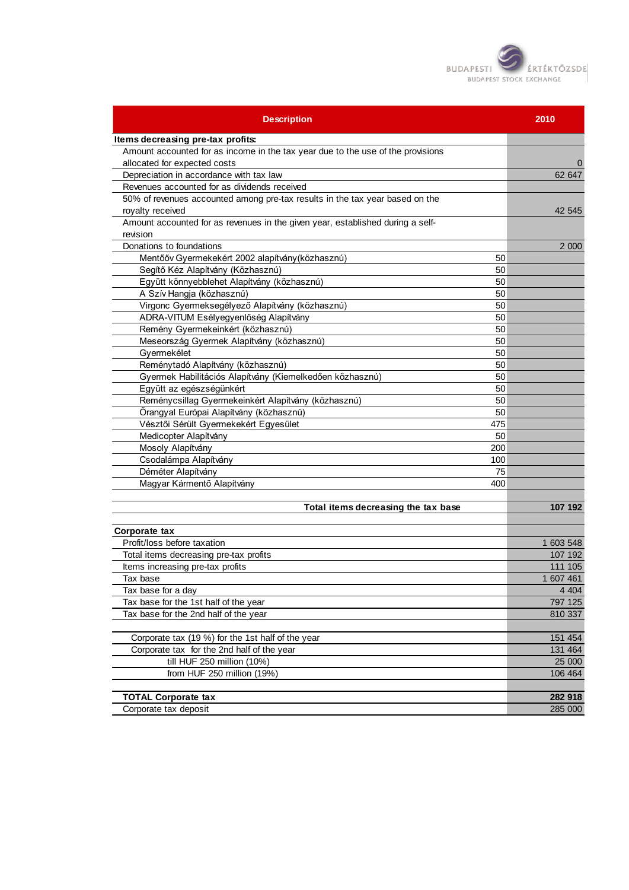| Description | | 2010 |
|---|---|---|
| **Items decreasing pre-tax profits:** | | |
| Amount accounted for as income in the tax year due to the use of the provisions allocated for expected costs | | 0 |
| Depreciation in accordance with tax law | | 62 647 |
| Revenues accounted for as dividends received | | |
| 50% of revenues accounted among pre-tax results in the tax year based on the royalty received | | 42 545 |
| Amount accounted for as revenues in the given year, established during a self-revision | | |
| Donations to foundations | | 2 000 |
| Mentőőv Gyermekekért 2002 alapítvány(közhasznú) | 50 | |
| Segítő Kéz Alapítvány (Közhasznú) | 50 | |
| Együtt könnyebblehet Alapítvány (közhasznú) | 50 | |
| A Szív Hangja (közhasznú) | 50 | |
| Virgonc Gyermeksegélyező Alapítvány (közhasznú) | 50 | |
| ADRA-VITUM Esélyegyenlőség Alapítvány | 50 | |
| Remény Gyermekeinkért (közhasznú) | 50 | |
| Meseország Gyermek Alapítvány (közhasznú) | 50 | |
| Gyermekélet | 50 | |
| Reménytadó Alapítvány (közhasznú) | 50 | |
| Gyermek Habilitációs Alapítvány (Kiemelkedően közhasznú) | 50 | |
| Együtt az egészségünkért | 50 | |
| Reménycsillag Gyermekeinkért Alapítvány (közhasznú) | 50 | |
| Őrangyal Európai Alapítvány (közhasznú) | 50 | |
| Vésztői Sérült Gyermekekért Egyesület | 475 | |
| Medicopter Alapítvány | 50 | |
| Mosoly Alapítvány | 200 | |
| Csodalámpa Alapítvány | 100 | |
| Déméter Alapítvány | 75 | |
| Magyar Kármentő Alapítvány | 400 | |
| | | |
| **Total items decreasing the tax base** | | **107 192** |
| | | |
| **Corporate tax** | | |
| Profit/loss before taxation | | 1 603 548 |
| Total items decreasing pre-tax profits | | 107 192 |
| Items increasing pre-tax profits | | 111 105 |
| Tax base | | 1 607 461 |
| Tax base for a day | | 4 404 |
| Tax base for the 1st half of the year | | 797 125 |
| Tax base for the 2nd half of the year | | 810 337 |
| | | |
| Corporate tax (19 %) for the 1st half of the year | | 151 454 |
| Corporate tax for the 2nd half of the year | | 131 464 |
| till HUF 250 million (10%) | | 25 000 |
| from HUF 250 million (19%) | | 106 464 |
| | | |
| **TOTAL Corporate tax** | | **282 918** |
| Corporate tax deposit | | 285 000 |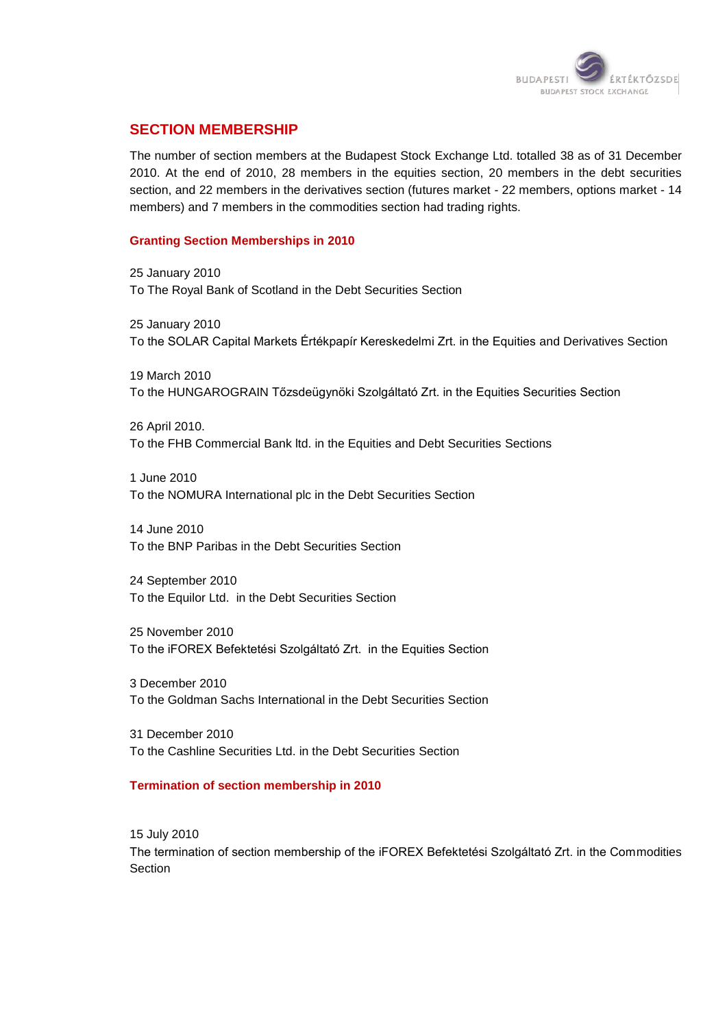## SECTION MEMBERSHIP

The number of section members at the Budapest Stock Exchange Ltd. totalled 38 as of 31 December 2010. At the end of 2010, 28 members in the equities section, 20 members in the debt securities section, and 22 members in the derivatives section (futures market - 22 members, options market - 14 members) and 7 members in the commodities section had trading rights.

### Granting Section Memberships in 2010

25 January 2010
To The Royal Bank of Scotland in the Debt Securities Section

25 January 2010
To the SOLAR Capital Markets Értékpapír Kereskedelmi Zrt. in the Equities and Derivatives Section

19 March 2010
To the HUNGAROGRAIN Tőzsdeügynöki Szolgáltató Zrt. in the Equities Securities Section

26 April 2010.
To the FHB Commercial Bank ltd. in the Equities and Debt Securities Sections

1 June 2010
To the NOMURA International plc in the Debt Securities Section

14 June 2010
To the BNP Paribas in the Debt Securities Section

24 September 2010
To the Equilor Ltd. in the Debt Securities Section

25 November 2010
To the iFOREX Befektetési Szolgáltató Zrt. in the Equities Section

3 December 2010
To the Goldman Sachs International in the Debt Securities Section

31 December 2010
To the Cashline Securities Ltd. in the Debt Securities Section

### Termination of section membership in 2010

15 July 2010
The termination of section membership of the iFOREX Befektetési Szolgáltató Zrt. in the Commodities Section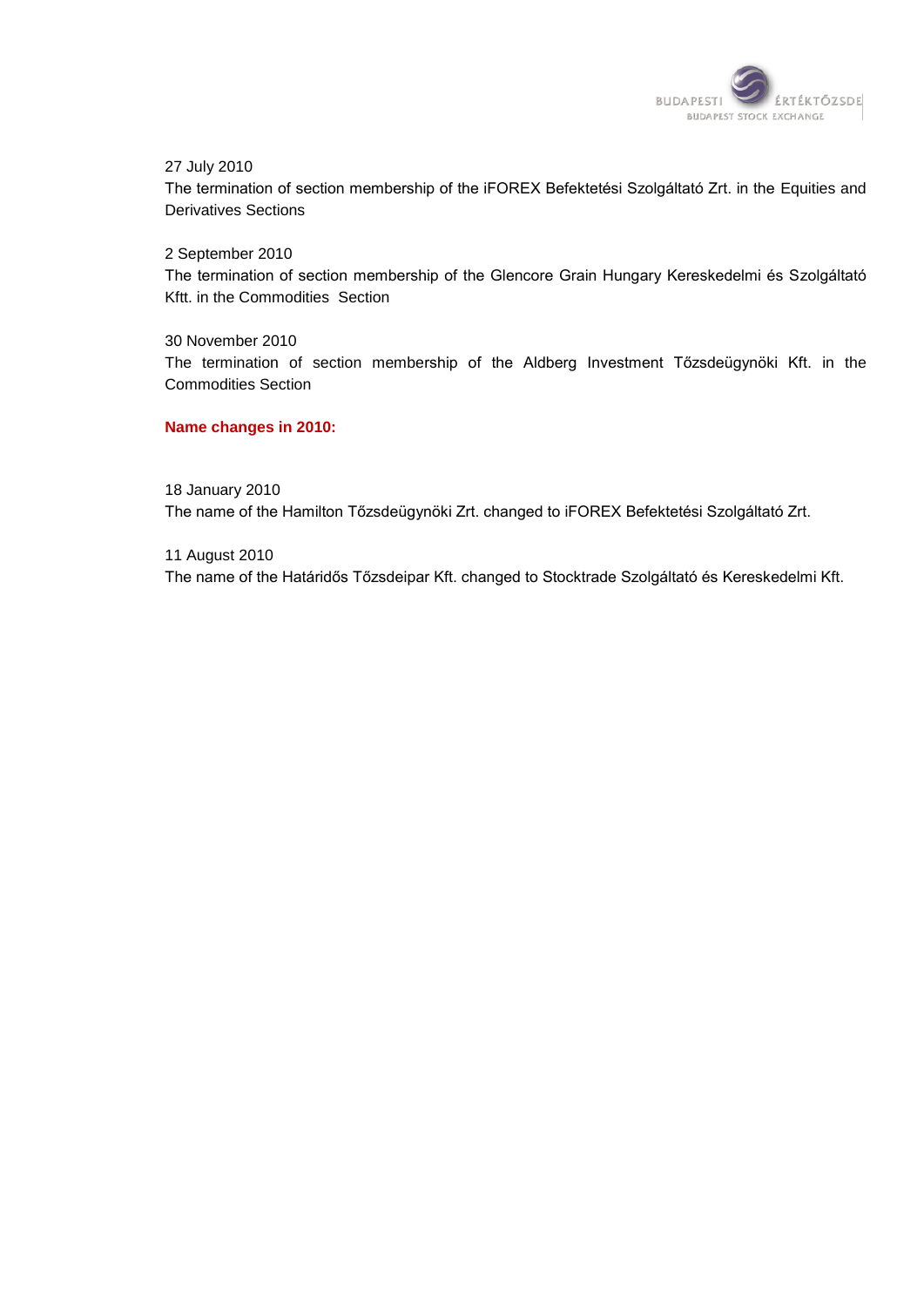27 July 2010

The termination of section membership of the iFOREX Befektetési Szolgáltató Zrt. in the Equities and Derivatives Sections

2 September 2010

The termination of section membership of the Glencore Grain Hungary Kereskedelmi és Szolgáltató Kftt. in the Commodities Section

30 November 2010

The termination of section membership of the Aldberg Investment Tőzsdeügynöki Kft. in the Commodities Section

**Name changes in 2010:**

18 January 2010

The name of the Hamilton Tőzsdeügynöki Zrt. changed to iFOREX Befektetési Szolgáltató Zrt.

11 August 2010

The name of the Határidős Tőzsdeipar Kft. changed to Stocktrade Szolgáltató és Kereskedelmi Kft.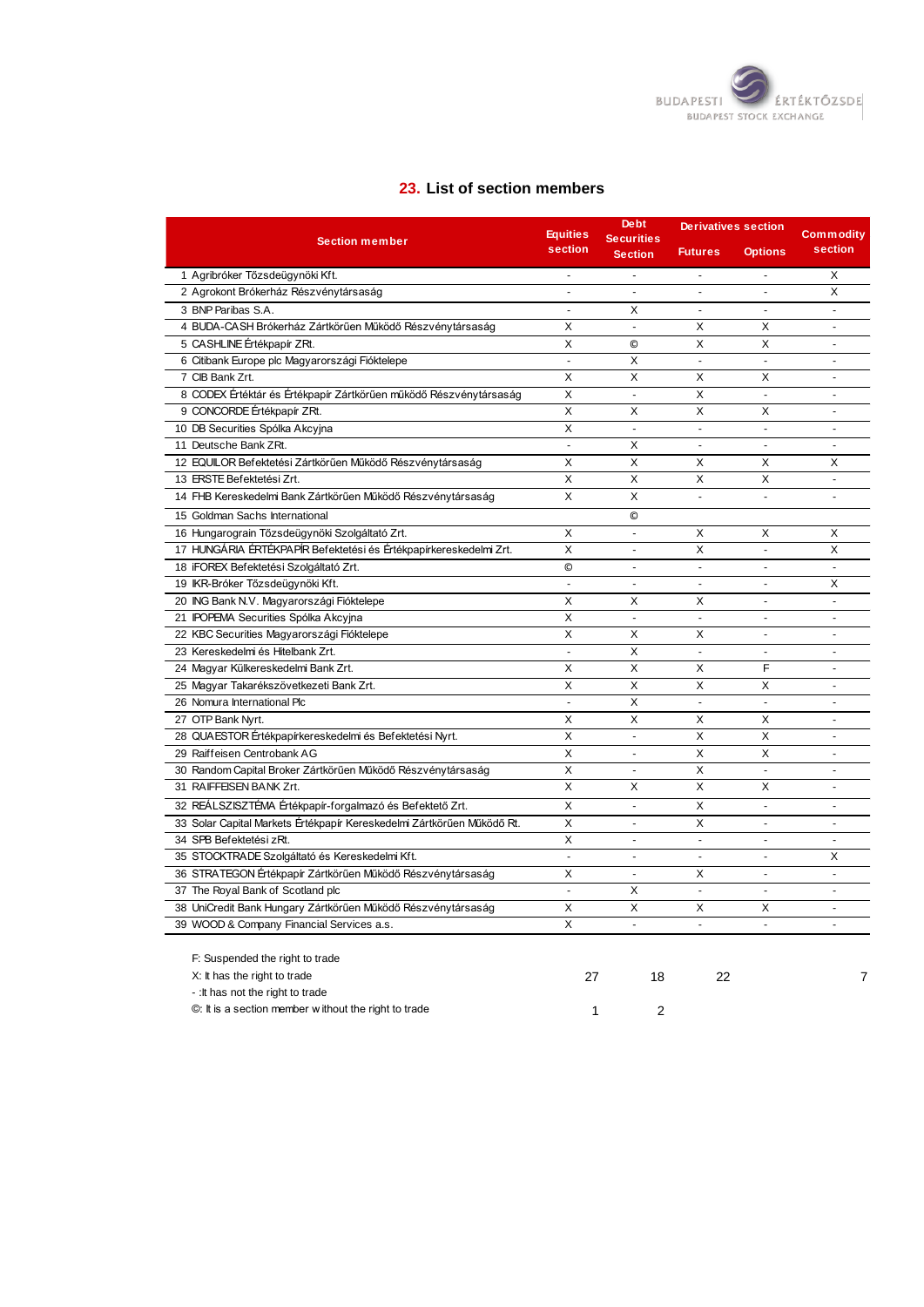## 23. List of section members

| | Section member | Equities section | Debt Securities Section | Derivatives section | | Commodity section |
|---|---|---|---|---|---|---|
| | | | | Futures | Options | |
| 1 | Agribróker Tőzsdeügynöki Kft. | - | - | - | - | X |
| 2 | Agrokont Brókerház Részvénytársaság | - | - | - | - | X |
| 3 | BNP Paribas S.A. | - | X | - | - | - |
| 4 | BUDA-CASH Brókerház Zártkörűen Működő Részvénytársaság | X | - | X | X | - |
| 5 | CASHLINE Értékpapír ZRt. | X | © | X | X | - |
| 6 | Citibank Europe plc Magyarországi Fióktelepe | - | X | - | - | - |
| 7 | CIB Bank Zrt. | X | X | X | X | - |
| 8 | CODEX Értéktár és Értékpapír Zártkörűen működő Részvénytársaság | X | - | X | - | - |
| 9 | CONCORDE Értékpapír ZRt. | X | X | X | X | - |
| 10 | DB Securities Spólka Akcyjna | X | - | - | - | - |
| 11 | Deutsche Bank ZRt. | - | X | - | - | - |
| 12 | EQUILOR Befektetési Zártkörűen Működő Részvénytársaság | X | X | X | X | X |
| 13 | ERSTE Befektetési Zrt. | X | X | X | X | - |
| 14 | FHB Kereskedelmi Bank Zártkörűen Működő Részvénytársaság | X | X | - | - | - |
| 15 | Goldman Sachs International | | © | | | |
| 16 | Hungarograin Tőzsdeügynöki Szolgáltató Zrt. | X | - | X | X | X |
| 17 | HUNGÁRIA ÉRTÉKPAPÍR Befektetési és Értékpapírkereskedelmi Zrt. | X | - | X | - | X |
| 18 | iFOREX Befektetési Szolgáltató Zrt. | © | - | - | - | - |
| 19 | IKR-Bróker Tőzsdeügynöki Kft. | - | - | - | - | X |
| 20 | ING Bank N.V. Magyarországi Fióktelepe | X | X | X | - | - |
| 21 | IPOPEMA Securities Spólka Akcyjna | X | - | - | - | - |
| 22 | KBC Securities Magyarországi Fióktelepe | X | X | X | - | - |
| 23 | Kereskedelmi és Hitelbank Zrt. | - | X | - | - | - |
| 24 | Magyar Külkereskedelmi Bank Zrt. | X | X | X | F | - |
| 25 | Magyar Takarékszövetkezeti Bank Zrt. | X | X | X | X | - |
| 26 | Nomura International Plc | - | X | - | - | - |
| 27 | OTP Bank Nyrt. | X | X | X | X | - |
| 28 | QUAESTOR Értékpapírkereskedelmi és Befektetési Nyrt. | X | - | X | X | - |
| 29 | Raiffeisen Centrobank AG | X | - | X | X | - |
| 30 | Random Capital Broker Zártkörűen Működő Részvénytársaság | X | - | X | - | - |
| 31 | RAIFFEISEN BANK Zrt. | X | X | X | X | - |
| 32 | REÁLSZISZTÉMA Értékpapír-forgalmazó és Befektető Zrt. | X | - | X | - | - |
| 33 | Solar Capital Markets Értékpapír Kereskedelmi Zártkörűen Működő Rt. | X | - | X | - | - |
| 34 | SPB Befektetési zRt. | X | - | - | - | - |
| 35 | STOCKTRADE Szolgáltató és Kereskedelmi Kft. | - | - | - | - | X |
| 36 | STRATEGON Értékpapír Zártkörűen Működő Részvénytársaság | X | - | X | - | - |
| 37 | The Royal Bank of Scotland plc | - | X | - | - | - |
| 38 | UniCredit Bank Hungary Zártkörűen Működő Részvénytársaság | X | X | X | X | - |
| 39 | WOOD & Company Financial Services a.s. | X | - | - | - | - |
| | F: Suspended the right to trade | | | | | |
| | X: It has the right to trade | 27 | 18 | 22 | | 7 |
| | - :It has not the right to trade | | | | | |
| | ©: It is a section member without the right to trade | 1 | 2 | | | |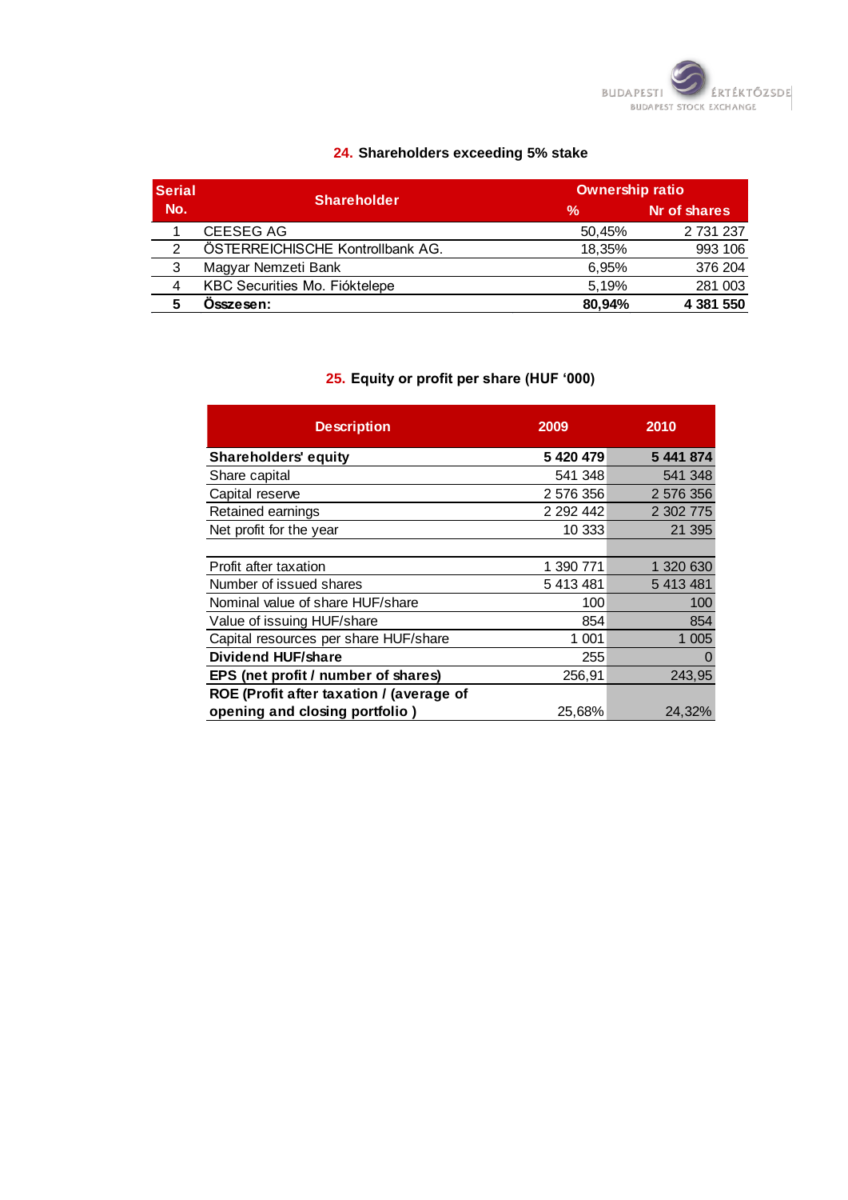## 24. Shareholders exceeding 5% stake

| Serial No. | Shareholder | Ownership ratio | |
|---|---|---|---|
| | | % | Nr of shares |
| 1 | CEESEG AG | 50,45% | 2 731 237 |
| 2 | ÖSTERREICHISCHE Kontrollbank AG. | 18,35% | 993 106 |
| 3 | Magyar Nemzeti Bank | 6,95% | 376 204 |
| 4 | KBC Securities Mo. Fióktelepe | 5,19% | 281 003 |
| **5** | **Összesen:** | **80,94%** | **4 381 550** |

## 25. Equity or profit per share (HUF '000)

| Description | 2009 | 2010 |
|---|---|---|
| **Shareholders' equity** | **5 420 479** | **5 441 874** |
| Share capital | 541 348 | 541 348 |
| Capital reserve | 2 576 356 | 2 576 356 |
| Retained earnings | 2 292 442 | 2 302 775 |
| Net profit for the year | 10 333 | 21 395 |
| | | |
| Profit after taxation | 1 390 771 | 1 320 630 |
| Number of issued shares | 5 413 481 | 5 413 481 |
| Nominal value of share HUF/share | 100 | 100 |
| Value of issuing HUF/share | 854 | 854 |
| Capital resources per share HUF/share | 1 001 | 1 005 |
| **Dividend HUF/share** | 255 | 0 |
| **EPS (net profit / number of shares)** | 256,91 | 243,95 |
| **ROE (Profit after taxation / (average of opening and closing portfolio )** | 25,68% | 24,32% |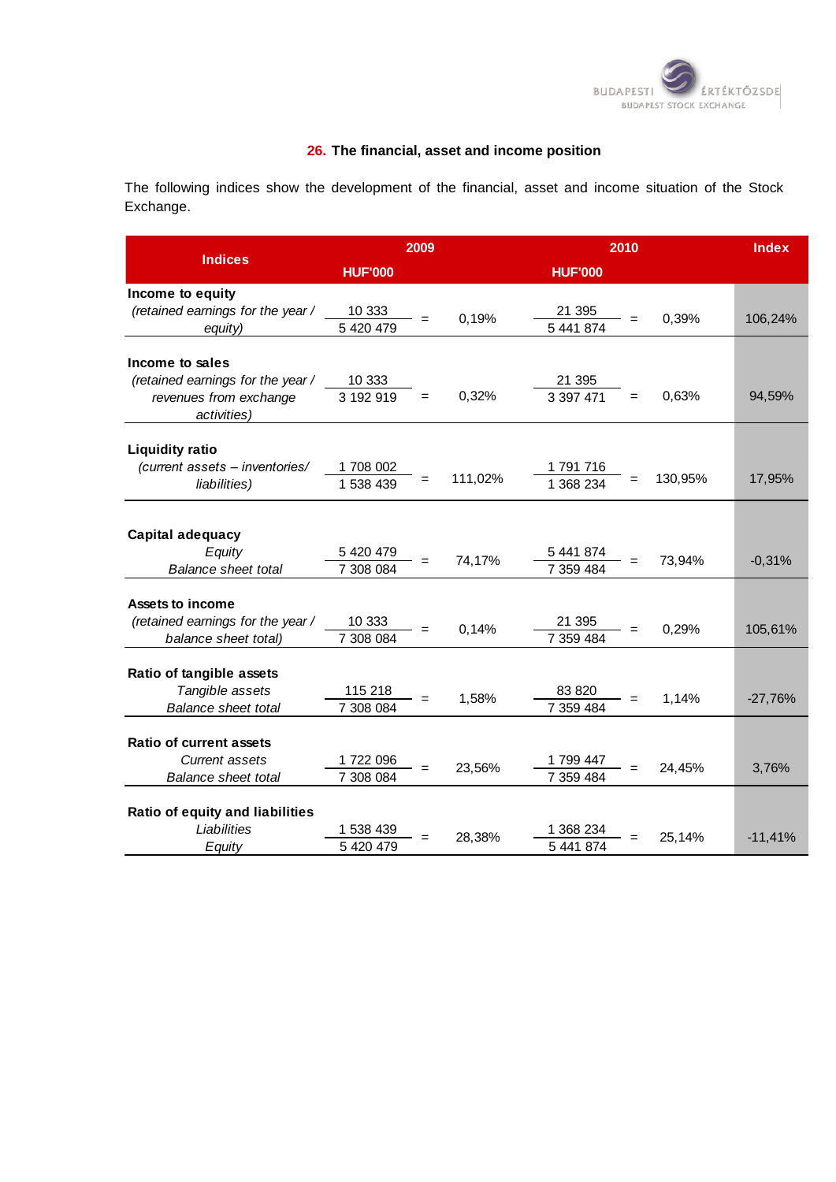## 26. The financial, asset and income position

The following indices show the development of the financial, asset and income situation of the Stock Exchange.

| Indices | 2009 HUF'000 | | | 2010 HUF'000 | | | Index |
|---|---|---|---|---|---|---|---|
| **Income to equity** *(retained earnings for the year / equity)* | 10 333 / 5 420 479 | = | 0,19% | 21 395 / 5 441 874 | = | 0,39% | 106,24% |
| **Income to sales** *(retained earnings for the year / revenues from exchange activities)* | 10 333 / 3 192 919 | = | 0,32% | 21 395 / 3 397 471 | = | 0,63% | 94,59% |
| **Liquidity ratio** *(current assets – inventories/ liabilities)* | 1 708 002 / 1 538 439 | = | 111,02% | 1 791 716 / 1 368 234 | = | 130,95% | 17,95% |
| **Capital adequacy** *Equity / Balance sheet total* | 5 420 479 / 7 308 084 | = | 74,17% | 5 441 874 / 7 359 484 | = | 73,94% | -0,31% |
| **Assets to income** *(retained earnings for the year / balance sheet total)* | 10 333 / 7 308 084 | = | 0,14% | 21 395 / 7 359 484 | = | 0,29% | 105,61% |
| **Ratio of tangible assets** *Tangible assets / Balance sheet total* | 115 218 / 7 308 084 | = | 1,58% | 83 820 / 7 359 484 | = | 1,14% | -27,76% |
| **Ratio of current assets** *Current assets / Balance sheet total* | 1 722 096 / 7 308 084 | = | 23,56% | 1 799 447 / 7 359 484 | = | 24,45% | 3,76% |
| **Ratio of equity and liabilities** *Liabilities / Equity* | 1 538 439 / 5 420 479 | = | 28,38% | 1 368 234 / 5 441 874 | = | 25,14% | -11,41% |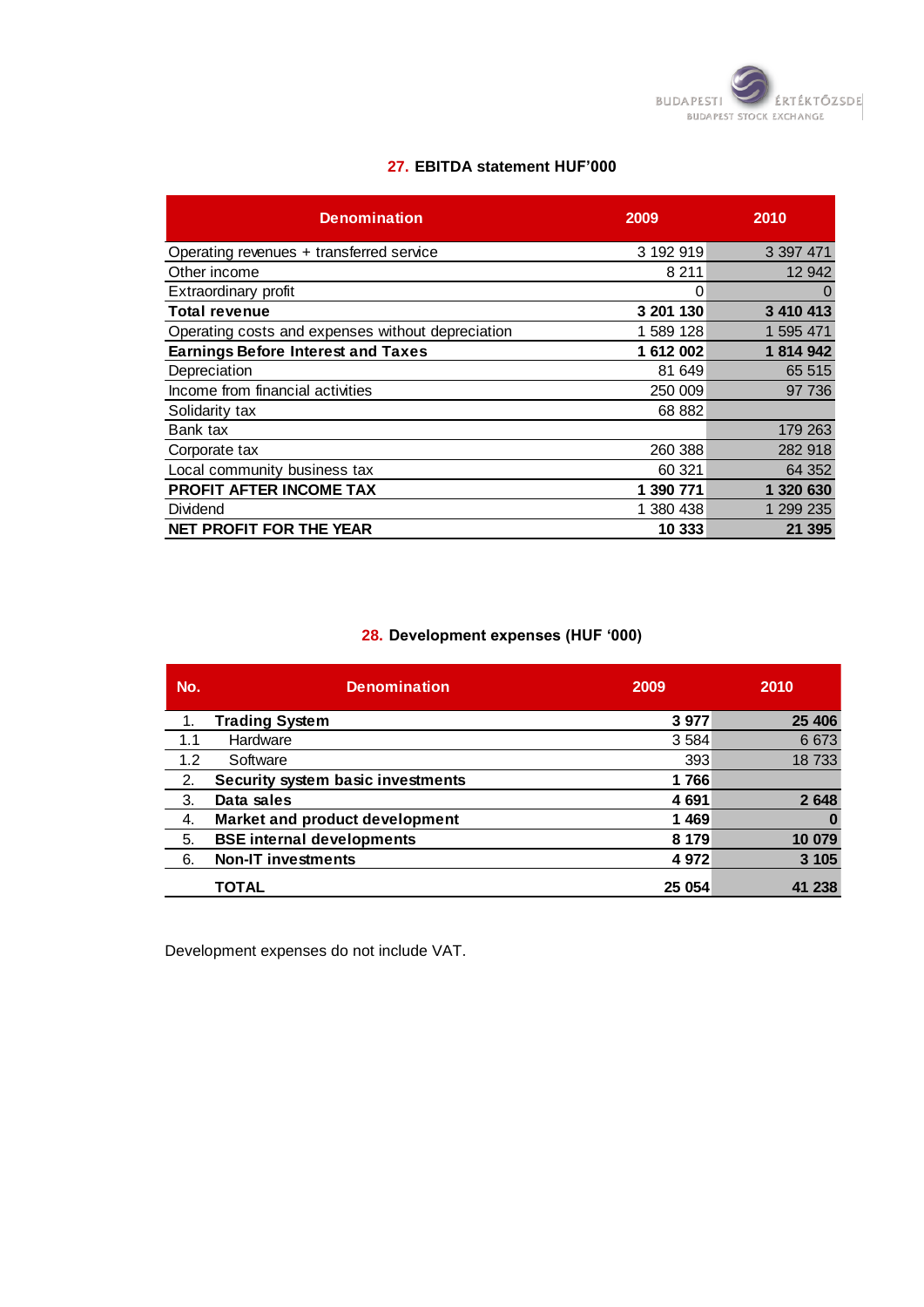## 27. EBITDA statement HUF'000

| Denomination | 2009 | 2010 |
|---|---|---|
| Operating revenues + transferred service | 3 192 919 | 3 397 471 |
| Other income | 8 211 | 12 942 |
| Extraordinary profit | 0 | 0 |
| **Total revenue** | **3 201 130** | **3 410 413** |
| Operating costs and expenses without depreciation | 1 589 128 | 1 595 471 |
| **Earnings Before Interest and Taxes** | **1 612 002** | **1 814 942** |
| Depreciation | 81 649 | 65 515 |
| Income from financial activities | 250 009 | 97 736 |
| Solidarity tax | 68 882 | |
| Bank tax | | 179 263 |
| Corporate tax | 260 388 | 282 918 |
| Local community business tax | 60 321 | 64 352 |
| **PROFIT AFTER INCOME TAX** | **1 390 771** | **1 320 630** |
| Dividend | 1 380 438 | 1 299 235 |
| **NET PROFIT FOR THE YEAR** | **10 333** | **21 395** |

## 28. Development expenses (HUF '000)

| No. | Denomination | 2009 | 2010 |
|---|---|---|---|
| 1. | **Trading System** | **3 977** | **25 406** |
| 1.1 | Hardware | 3 584 | 6 673 |
| 1.2 | Software | 393 | 18 733 |
| 2. | **Security system basic investments** | **1 766** | |
| 3. | **Data sales** | **4 691** | **2 648** |
| 4. | **Market and product development** | **1 469** | **0** |
| 5. | **BSE internal developments** | **8 179** | **10 079** |
| 6. | **Non-IT investments** | **4 972** | **3 105** |
| | **TOTAL** | **25 054** | **41 238** |

Development expenses do not include VAT.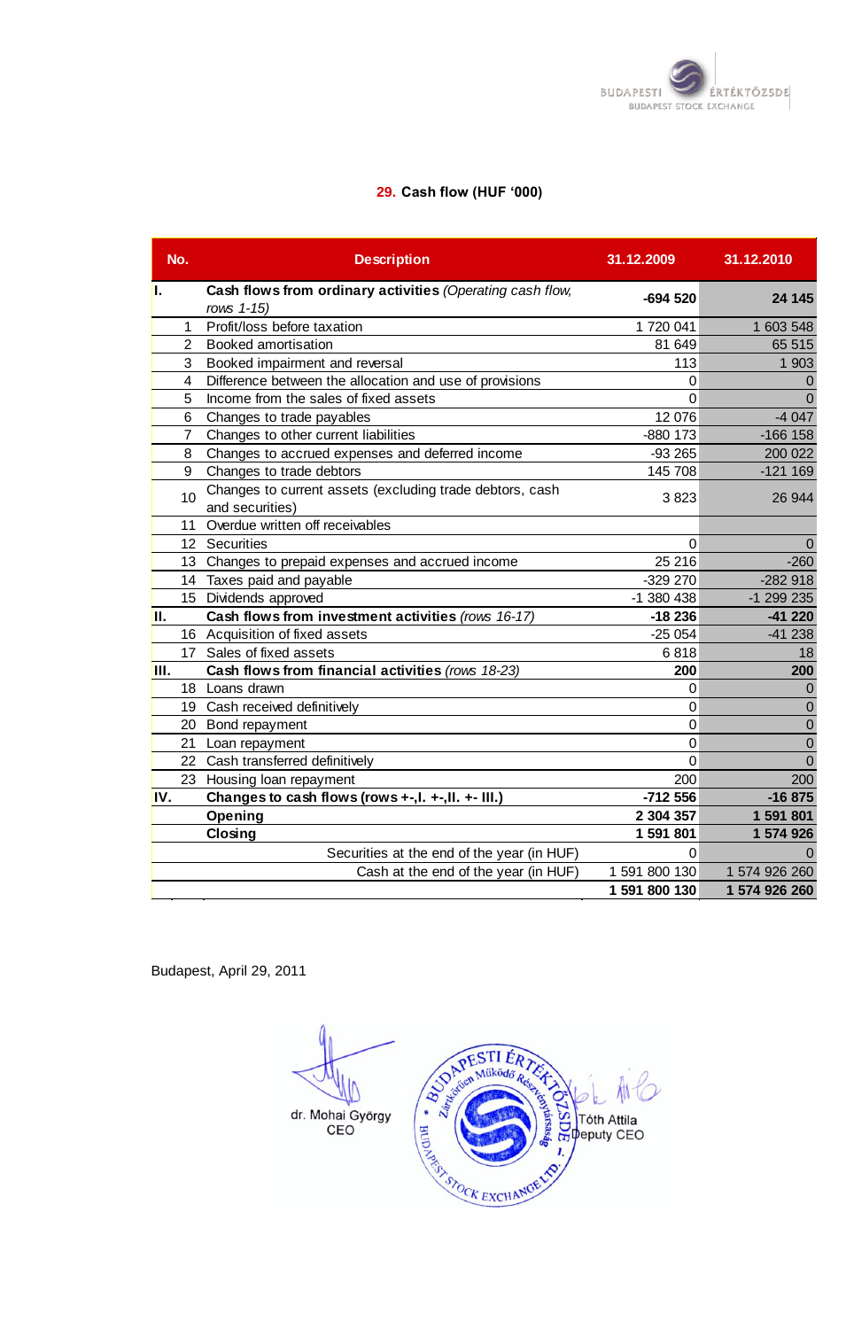## 29. Cash flow (HUF '000)

| No. | Description | 31.12.2009 | 31.12.2010 |
|---|---|---|---|
| **I.** | **Cash flows from ordinary activities** *(Operating cash flow, rows 1-15)* | **-694 520** | **24 145** |
| 1 | Profit/loss before taxation | 1 720 041 | 1 603 548 |
| 2 | Booked amortisation | 81 649 | 65 515 |
| 3 | Booked impairment and reversal | 113 | 1 903 |
| 4 | Difference between the allocation and use of provisions | 0 | 0 |
| 5 | Income from the sales of fixed assets | 0 | 0 |
| 6 | Changes to trade payables | 12 076 | -4 047 |
| 7 | Changes to other current liabilities | -880 173 | -166 158 |
| 8 | Changes to accrued expenses and deferred income | -93 265 | 200 022 |
| 9 | Changes to trade debtors | 145 708 | -121 169 |
| 10 | Changes to current assets (excluding trade debtors, cash and securities) | 3 823 | 26 944 |
| 11 | Overdue written off receivables | | |
| 12 | Securities | 0 | 0 |
| 13 | Changes to prepaid expenses and accrued income | 25 216 | -260 |
| 14 | Taxes paid and payable | -329 270 | -282 918 |
| 15 | Dividends approved | -1 380 438 | -1 299 235 |
| **II.** | **Cash flows from investment activities** *(rows 16-17)* | **-18 236** | **-41 220** |
| 16 | Acquisition of fixed assets | -25 054 | -41 238 |
| 17 | Sales of fixed assets | 6 818 | 18 |
| **III.** | **Cash flows from financial activities** *(rows 18-23)* | **200** | **200** |
| 18 | Loans drawn | 0 | 0 |
| 19 | Cash received definitively | 0 | 0 |
| 20 | Bond repayment | 0 | 0 |
| 21 | Loan repayment | 0 | 0 |
| 22 | Cash transferred definitively | 0 | 0 |
| 23 | Housing loan repayment | 200 | 200 |
| **IV.** | **Changes to cash flows (rows +-,I. +-,II. +- III.)** | **-712 556** | **-16 875** |
| | **Opening** | **2 304 357** | **1 591 801** |
| | **Closing** | **1 591 801** | **1 574 926** |
| | Securities at the end of the year (in HUF) | 0 | 0 |
| | Cash at the end of the year (in HUF) | 1 591 800 130 | 1 574 926 260 |
| | | **1 591 800 130** | **1 574 926 260** |

Budapest, April 29, 2011

dr. Mohai György
CEO

Tóth Attila
Deputy CEO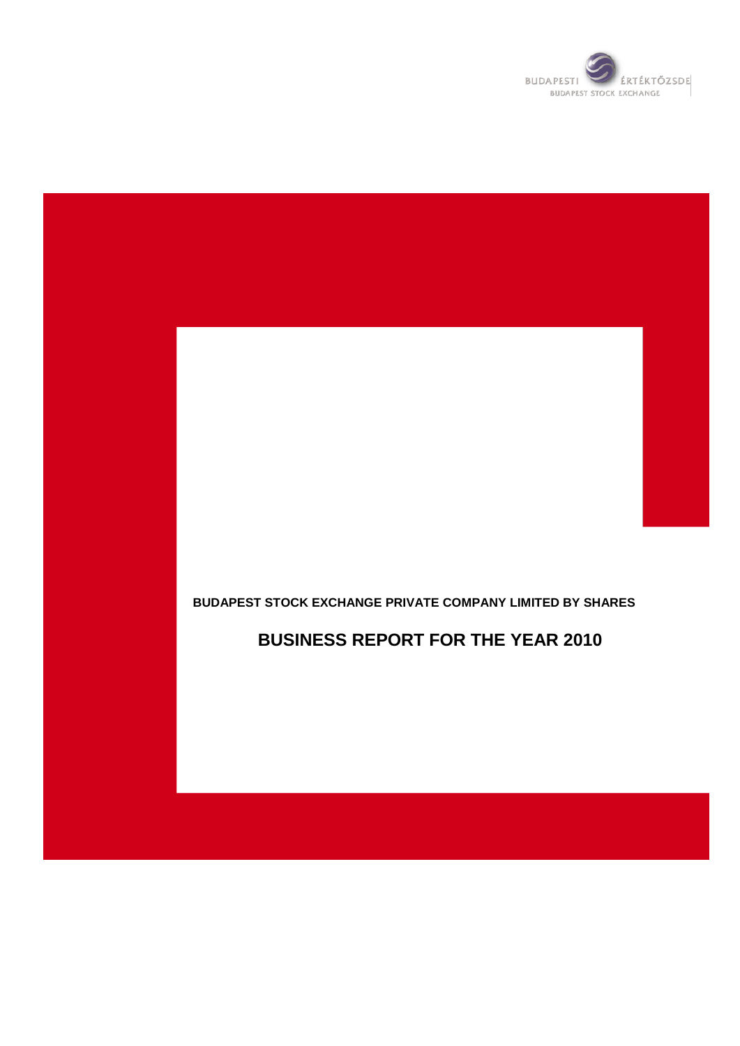**BUDAPEST STOCK EXCHANGE PRIVATE COMPANY LIMITED BY SHARES**

# BUSINESS REPORT FOR THE YEAR 2010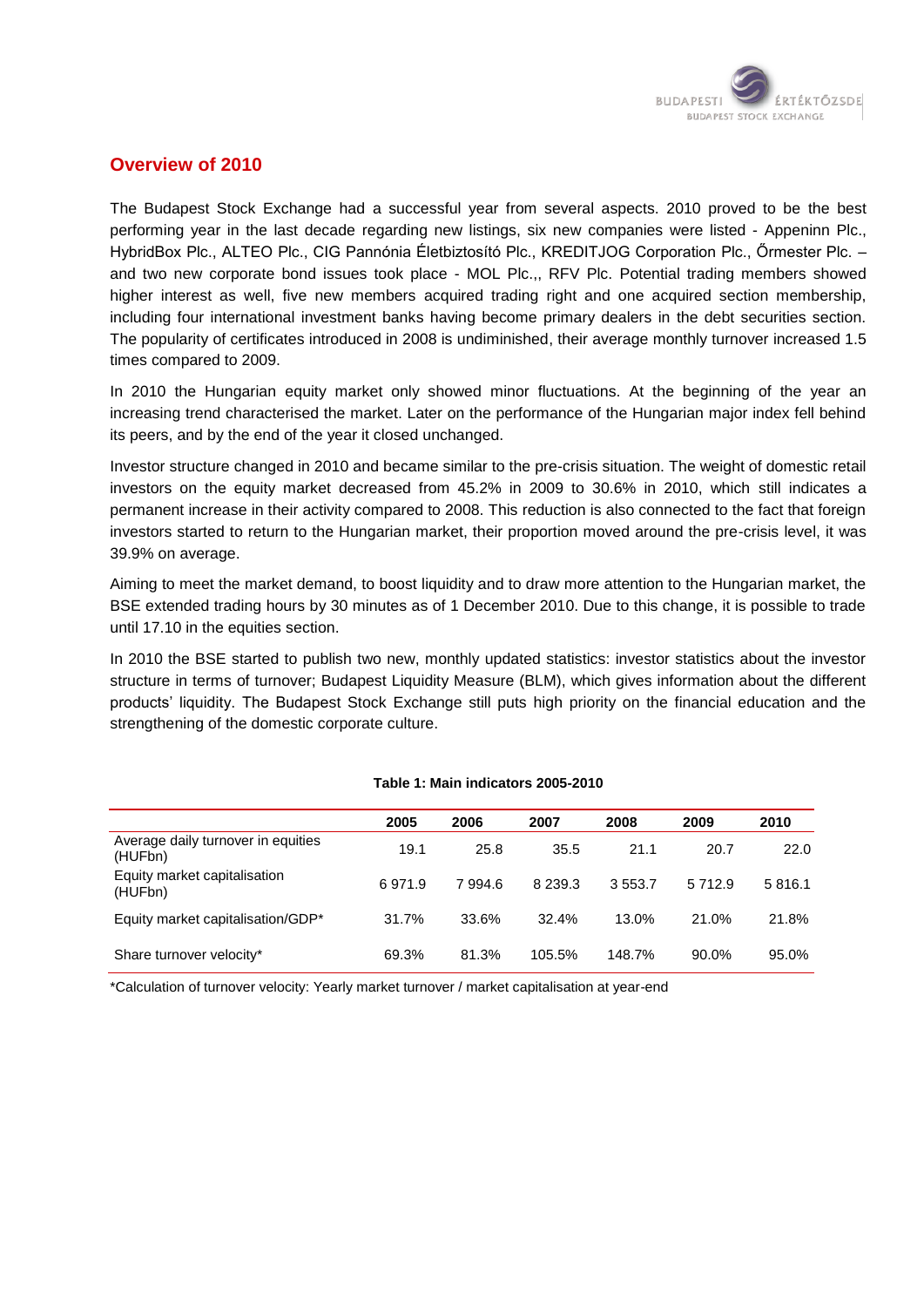## Overview of 2010

The Budapest Stock Exchange had a successful year from several aspects. 2010 proved to be the best performing year in the last decade regarding new listings, six new companies were listed - Appeninn Plc., HybridBox Plc., ALTEO Plc., CIG Pannónia Életbiztosító Plc., KREDITJOG Corporation Plc., Őrmester Plc. – and two new corporate bond issues took place - MOL Plc.,, RFV Plc. Potential trading members showed higher interest as well, five new members acquired trading right and one acquired section membership, including four international investment banks having become primary dealers in the debt securities section. The popularity of certificates introduced in 2008 is undiminished, their average monthly turnover increased 1.5 times compared to 2009.

In 2010 the Hungarian equity market only showed minor fluctuations. At the beginning of the year an increasing trend characterised the market. Later on the performance of the Hungarian major index fell behind its peers, and by the end of the year it closed unchanged.

Investor structure changed in 2010 and became similar to the pre-crisis situation. The weight of domestic retail investors on the equity market decreased from 45.2% in 2009 to 30.6% in 2010, which still indicates a permanent increase in their activity compared to 2008. This reduction is also connected to the fact that foreign investors started to return to the Hungarian market, their proportion moved around the pre-crisis level, it was 39.9% on average.

Aiming to meet the market demand, to boost liquidity and to draw more attention to the Hungarian market, the BSE extended trading hours by 30 minutes as of 1 December 2010. Due to this change, it is possible to trade until 17.10 in the equities section.

In 2010 the BSE started to publish two new, monthly updated statistics: investor statistics about the investor structure in terms of turnover; Budapest Liquidity Measure (BLM), which gives information about the different products' liquidity. The Budapest Stock Exchange still puts high priority on the financial education and the strengthening of the domestic corporate culture.

**Table 1: Main indicators 2005-2010**

| | 2005 | 2006 | 2007 | 2008 | 2009 | 2010 |
|---|---|---|---|---|---|---|
| Average daily turnover in equities (HUFbn) | 19.1 | 25.8 | 35.5 | 21.1 | 20.7 | 22.0 |
| Equity market capitalisation (HUFbn) | 6 971.9 | 7 994.6 | 8 239.3 | 3 553.7 | 5 712.9 | 5 816.1 |
| Equity market capitalisation/GDP* | 31.7% | 33.6% | 32.4% | 13.0% | 21.0% | 21.8% |
| Share turnover velocity* | 69.3% | 81.3% | 105.5% | 148.7% | 90.0% | 95.0% |

*Calculation of turnover velocity: Yearly market turnover / market capitalisation at year-end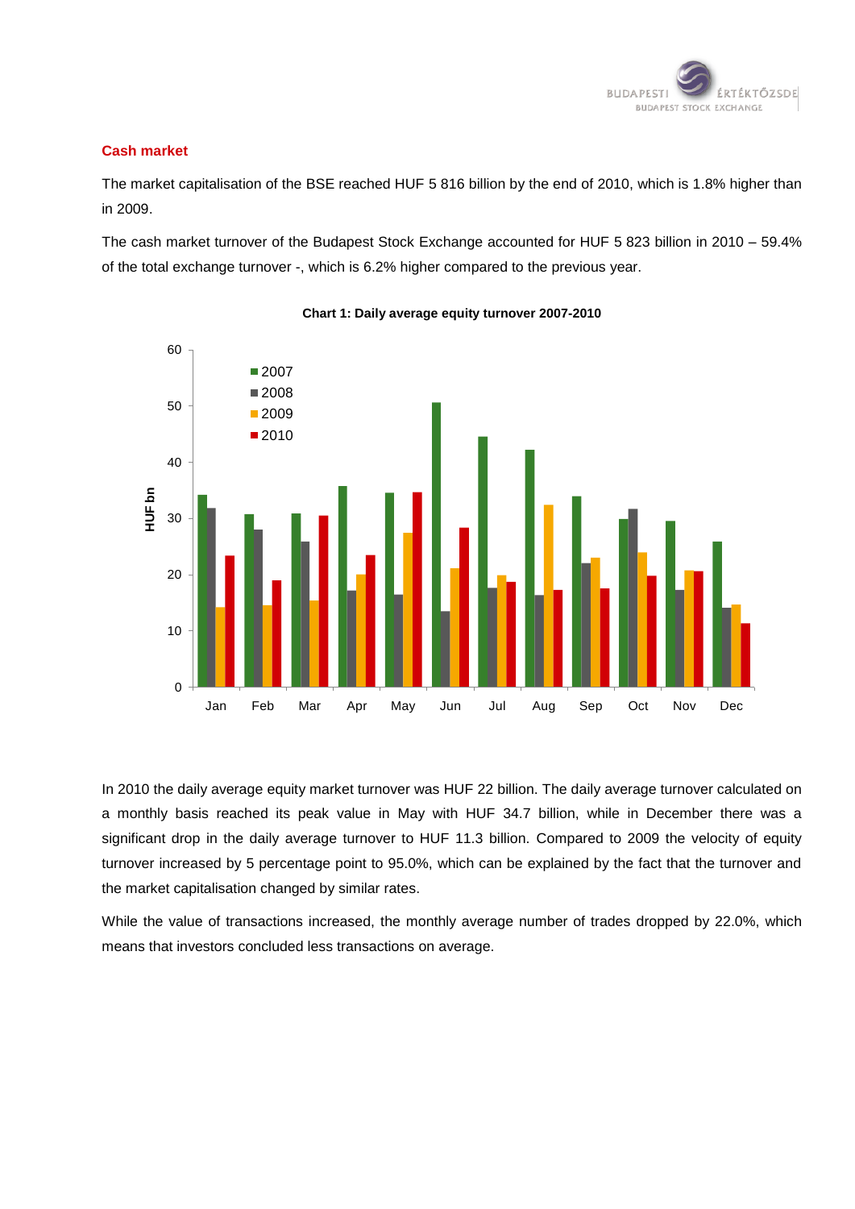## Cash market

The market capitalisation of the BSE reached HUF 5 816 billion by the end of 2010, which is 1.8% higher than in 2009.

The cash market turnover of the Budapest Stock Exchange accounted for HUF 5 823 billion in 2010 – 59.4% of the total exchange turnover -, which is 6.2% higher compared to the previous year.

**Chart 1: Daily average equity turnover 2007-2010**

In 2010 the daily average equity market turnover was HUF 22 billion. The daily average turnover calculated on a monthly basis reached its peak value in May with HUF 34.7 billion, while in December there was a significant drop in the daily average turnover to HUF 11.3 billion. Compared to 2009 the velocity of equity turnover increased by 5 percentage point to 95.0%, which can be explained by the fact that the turnover and the market capitalisation changed by similar rates.

While the value of transactions increased, the monthly average number of trades dropped by 22.0%, which means that investors concluded less transactions on average.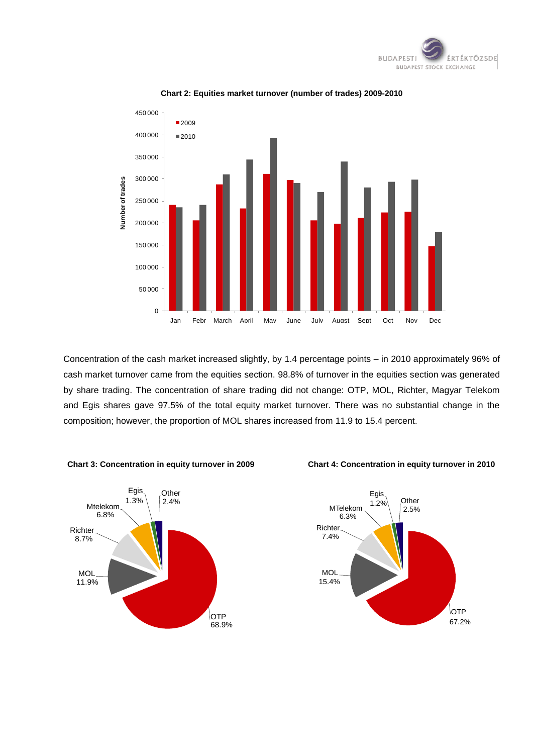**Chart 2: Equities market turnover (number of trades) 2009-2010**

Concentration of the cash market increased slightly, by 1.4 percentage points – in 2010 approximately 96% of cash market turnover came from the equities section. 98.8% of turnover in the equities section was generated by share trading. The concentration of share trading did not change: OTP, MOL, Richter, Magyar Telekom and Egis shares gave 97.5% of the total equity market turnover. There was no substantial change in the composition; however, the proportion of MOL shares increased from 11.9 to 15.4 percent.

**Chart 3: Concentration in equity turnover in 2009**

**Chart 4: Concentration in equity turnover in 2010**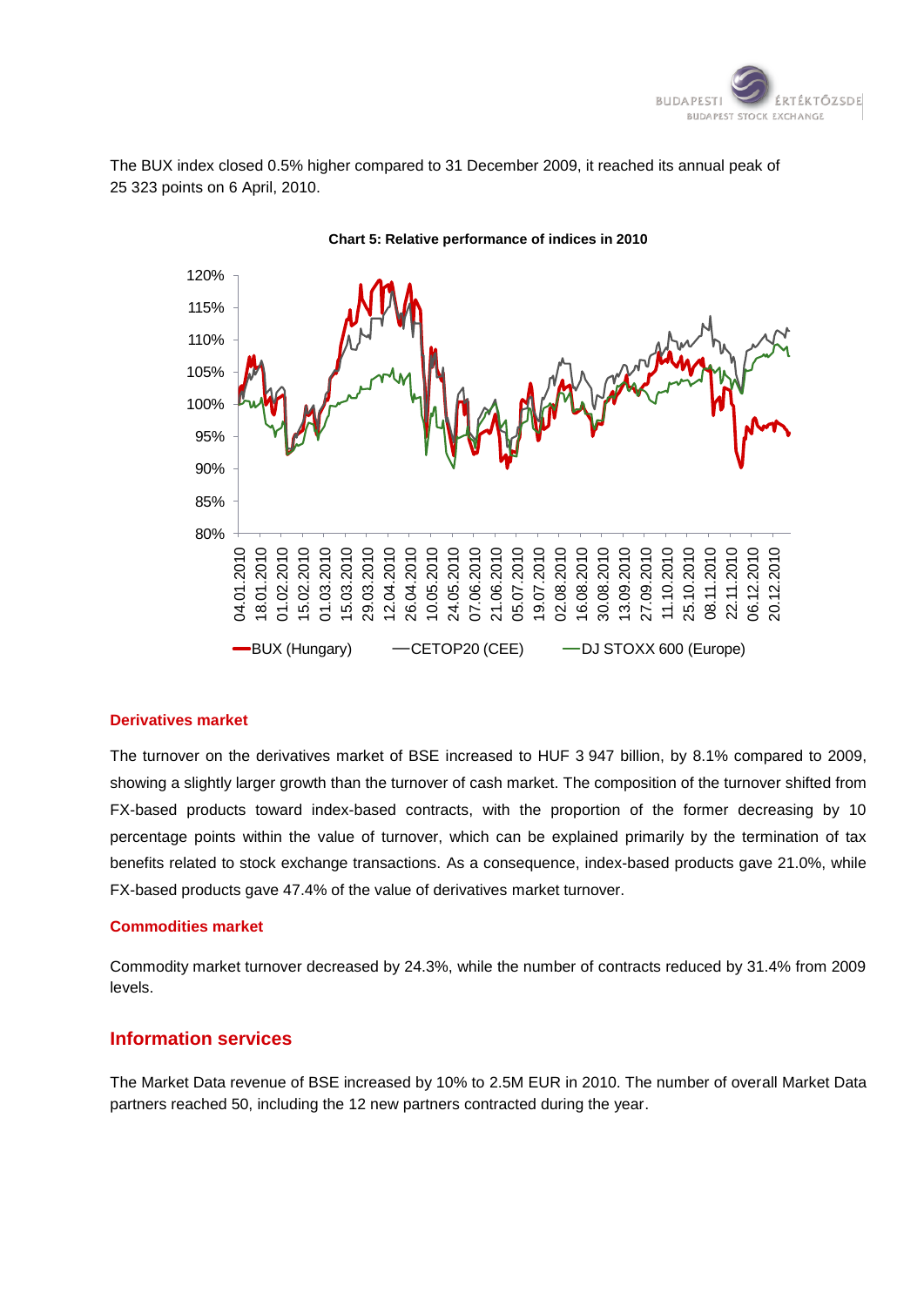The BUX index closed 0.5% higher compared to 31 December 2009, it reached its annual peak of 25 323 points on 6 April, 2010.

**Chart 5: Relative performance of indices in 2010**

### Derivatives market

The turnover on the derivatives market of BSE increased to HUF 3 947 billion, by 8.1% compared to 2009, showing a slightly larger growth than the turnover of cash market. The composition of the turnover shifted from FX-based products toward index-based contracts, with the proportion of the former decreasing by 10 percentage points within the value of turnover, which can be explained primarily by the termination of tax benefits related to stock exchange transactions. As a consequence, index-based products gave 21.0%, while FX-based products gave 47.4% of the value of derivatives market turnover.

### Commodities market

Commodity market turnover decreased by 24.3%, while the number of contracts reduced by 31.4% from 2009 levels.

## Information services

The Market Data revenue of BSE increased by 10% to 2.5M EUR in 2010. The number of overall Market Data partners reached 50, including the 12 new partners contracted during the year.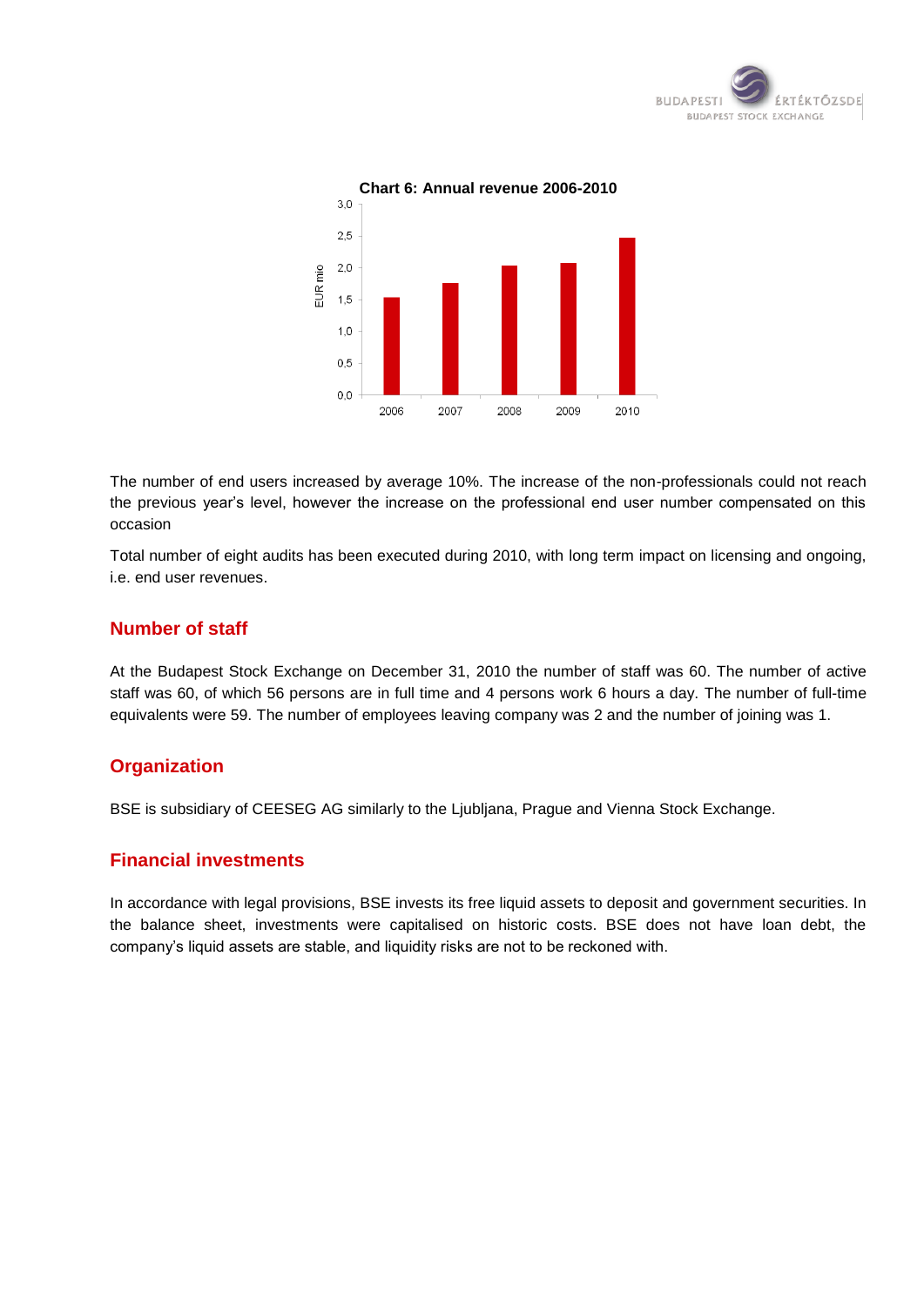**Chart 6: Annual revenue 2006-2010**

The number of end users increased by average 10%. The increase of the non-professionals could not reach the previous year's level, however the increase on the professional end user number compensated on this occasion

Total number of eight audits has been executed during 2010, with long term impact on licensing and ongoing, i.e. end user revenues.

## Number of staff

At the Budapest Stock Exchange on December 31, 2010 the number of staff was 60. The number of active staff was 60, of which 56 persons are in full time and 4 persons work 6 hours a day. The number of full-time equivalents were 59. The number of employees leaving company was 2 and the number of joining was 1.

## Organization

BSE is subsidiary of CEESEG AG similarly to the Ljubljana, Prague and Vienna Stock Exchange.

## Financial investments

In accordance with legal provisions, BSE invests its free liquid assets to deposit and government securities. In the balance sheet, investments were capitalised on historic costs. BSE does not have loan debt, the company's liquid assets are stable, and liquidity risks are not to be reckoned with.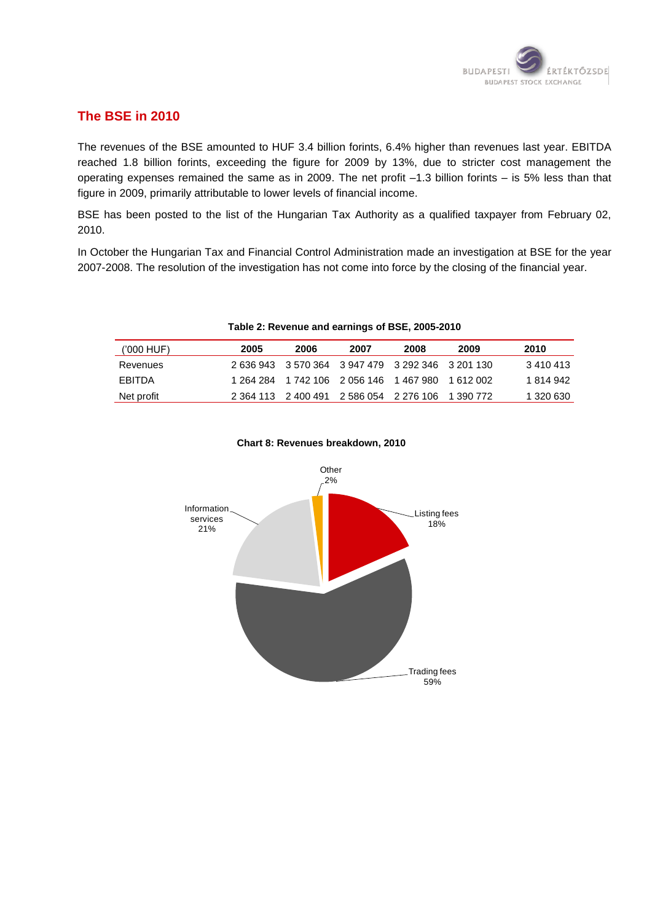## The BSE in 2010

The revenues of the BSE amounted to HUF 3.4 billion forints, 6.4% higher than revenues last year. EBITDA reached 1.8 billion forints, exceeding the figure for 2009 by 13%, due to stricter cost management the operating expenses remained the same as in 2009. The net profit –1.3 billion forints – is 5% less than that figure in 2009, primarily attributable to lower levels of financial income.

BSE has been posted to the list of the Hungarian Tax Authority as a qualified taxpayer from February 02, 2010.

In October the Hungarian Tax and Financial Control Administration made an investigation at BSE for the year 2007-2008. The resolution of the investigation has not come into force by the closing of the financial year.

**Table 2: Revenue and earnings of BSE, 2005-2010**

| ('000 HUF) | 2005 | 2006 | 2007 | 2008 | 2009 | 2010 |
|---|---|---|---|---|---|---|
| Revenues | 2 636 943 | 3 570 364 | 3 947 479 | 3 292 346 | 3 201 130 | 3 410 413 |
| EBITDA | 1 264 284 | 1 742 106 | 2 056 146 | 1 467 980 | 1 612 002 | 1 814 942 |
| Net profit | 2 364 113 | 2 400 491 | 2 586 054 | 2 276 106 | 1 390 772 | 1 320 630 |

**Chart 8: Revenues breakdown, 2010**

Other 2%

Listing fees 18%

Information services 21%

Trading fees 59%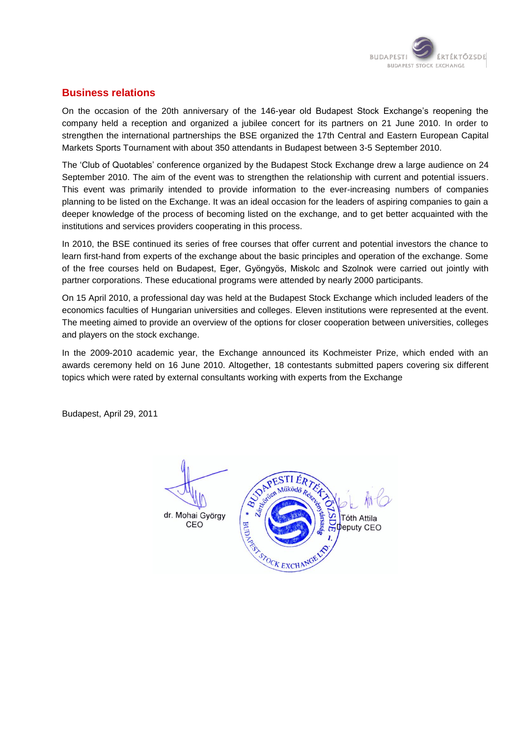## Business relations

On the occasion of the 20th anniversary of the 146-year old Budapest Stock Exchange's reopening the company held a reception and organized a jubilee concert for its partners on 21 June 2010. In order to strengthen the international partnerships the BSE organized the 17th Central and Eastern European Capital Markets Sports Tournament with about 350 attendants in Budapest between 3-5 September 2010.

The 'Club of Quotables' conference organized by the Budapest Stock Exchange drew a large audience on 24 September 2010. The aim of the event was to strengthen the relationship with current and potential issuers. This event was primarily intended to provide information to the ever-increasing numbers of companies planning to be listed on the Exchange. It was an ideal occasion for the leaders of aspiring companies to gain a deeper knowledge of the process of becoming listed on the exchange, and to get better acquainted with the institutions and services providers cooperating in this process.

In 2010, the BSE continued its series of free courses that offer current and potential investors the chance to learn first-hand from experts of the exchange about the basic principles and operation of the exchange. Some of the free courses held on Budapest, Eger, Gyöngyös, Miskolc and Szolnok were carried out jointly with partner corporations. These educational programs were attended by nearly 2000 participants.

On 15 April 2010, a professional day was held at the Budapest Stock Exchange which included leaders of the economics faculties of Hungarian universities and colleges. Eleven institutions were represented at the event. The meeting aimed to provide an overview of the options for closer cooperation between universities, colleges and players on the stock exchange.

In the 2009-2010 academic year, the Exchange announced its Kochmeister Prize, which ended with an awards ceremony held on 16 June 2010. Altogether, 18 contestants submitted papers covering six different topics which were rated by external consultants working with experts from the Exchange

Budapest, April 29, 2011

dr. Mohai György
CEO

Tóth Attila
Deputy CEO